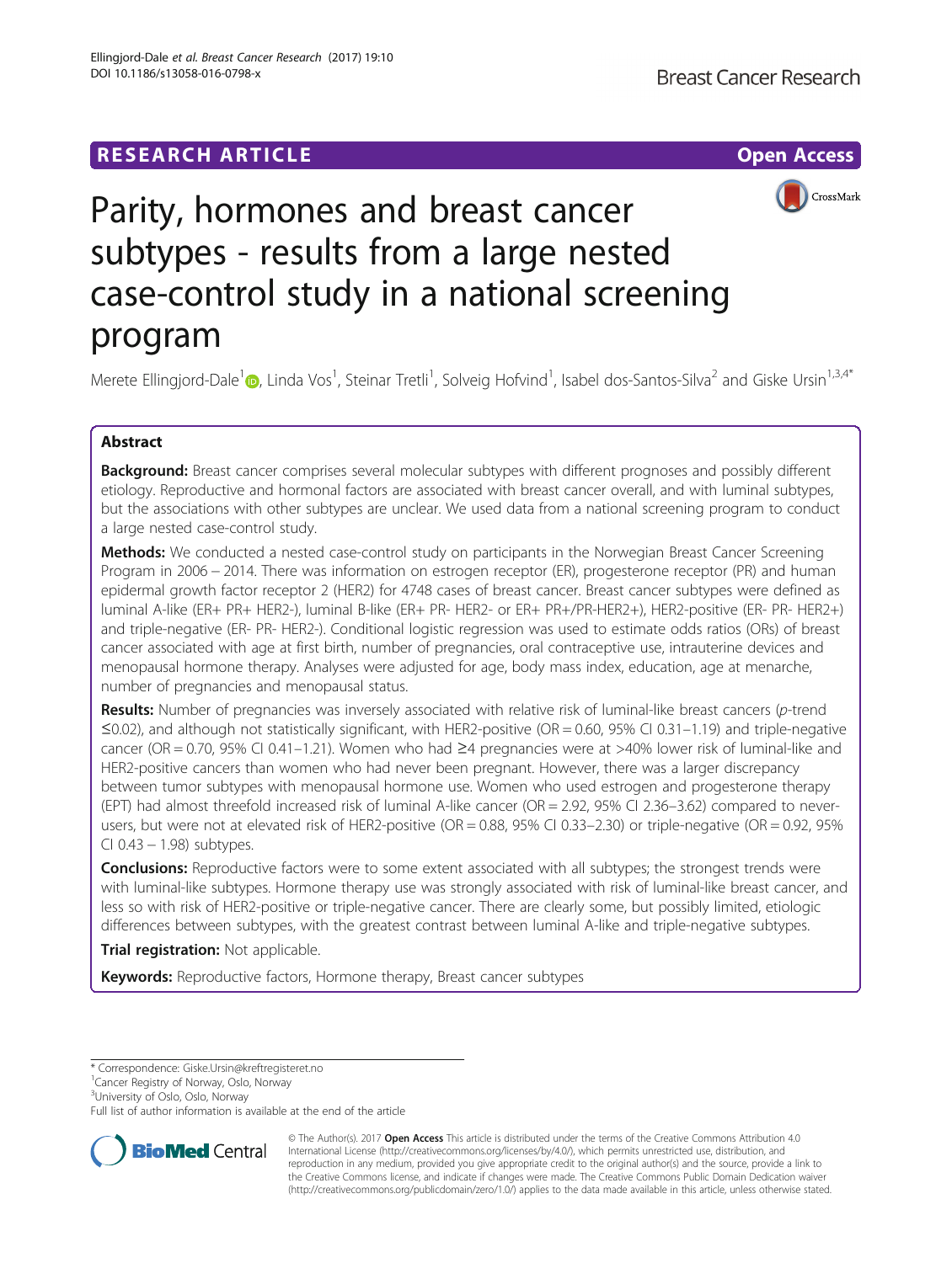RESEARCH ARTICLE

Open Access

# Parity, hormones and breast cancer subtypes - results from a large nested case-control study in a national screening program

Merete Ellingjord-Dale[1], Linda Vos[1], Steinar Tretli[1], Solveig Hofvind[1], Isabel dos-Santos-Silva[2] and Giske Ursin[1,3,4*]

## Abstract

**Background:** Breast cancer comprises several molecular subtypes with different prognoses and possibly different etiology. Reproductive and hormonal factors are associated with breast cancer overall, and with luminal subtypes, but the associations with other subtypes are unclear. We used data from a national screening program to conduct a large nested case-control study.

**Methods:** We conducted a nested case-control study on participants in the Norwegian Breast Cancer Screening Program in 2006 – 2014. There was information on estrogen receptor (ER), progesterone receptor (PR) and human epidermal growth factor receptor 2 (HER2) for 4748 cases of breast cancer. Breast cancer subtypes were defined as luminal A-like (ER+ PR+ HER2-), luminal B-like (ER+ PR- HER2- or ER+ PR+/PR-HER2+), HER2-positive (ER- PR- HER2+) and triple-negative (ER- PR- HER2-). Conditional logistic regression was used to estimate odds ratios (ORs) of breast cancer associated with age at first birth, number of pregnancies, oral contraceptive use, intrauterine devices and menopausal hormone therapy. Analyses were adjusted for age, body mass index, education, age at menarche, number of pregnancies and menopausal status.

**Results:** Number of pregnancies was inversely associated with relative risk of luminal-like breast cancers ($p$-trend ≤0.02), and although not statistically significant, with HER2-positive (OR = 0.60, 95% CI 0.31–1.19) and triple-negative cancer (OR = 0.70, 95% CI 0.41–1.21). Women who had ≥4 pregnancies were at >40% lower risk of luminal-like and HER2-positive cancers than women who had never been pregnant. However, there was a larger discrepancy between tumor subtypes with menopausal hormone use. Women who used estrogen and progesterone therapy (EPT) had almost threefold increased risk of luminal A-like cancer (OR = 2.92, 95% CI 2.36–3.62) compared to never-users, but were not at elevated risk of HER2-positive (OR = 0.88, 95% CI 0.33–2.30) or triple-negative (OR = 0.92, 95% CI 0.43 – 1.98) subtypes.

**Conclusions:** Reproductive factors were to some extent associated with all subtypes; the strongest trends were with luminal-like subtypes. Hormone therapy use was strongly associated with risk of luminal-like breast cancer, and less so with risk of HER2-positive or triple-negative cancer. There are clearly some, but possibly limited, etiologic differences between subtypes, with the greatest contrast between luminal A-like and triple-negative subtypes.

**Trial registration:** Not applicable.

**Keywords:** Reproductive factors, Hormone therapy, Breast cancer subtypes

\* Correspondence: Giske.Ursin@kreftregisteret.no
[1]Cancer Registry of Norway, Oslo, Norway
[3]University of Oslo, Oslo, Norway
Full list of author information is available at the end of the article

© The Author(s). 2017 **Open Access** This article is distributed under the terms of the Creative Commons Attribution 4.0 International License (http://creativecommons.org/licenses/by/4.0/), which permits unrestricted use, distribution, and reproduction in any medium, provided you give appropriate credit to the original author(s) and the source, provide a link to the Creative Commons license, and indicate if changes were made. The Creative Commons Public Domain Dedication waiver (http://creativecommons.org/publicdomain/zero/1.0/) applies to the data made available in this article, unless otherwise stated.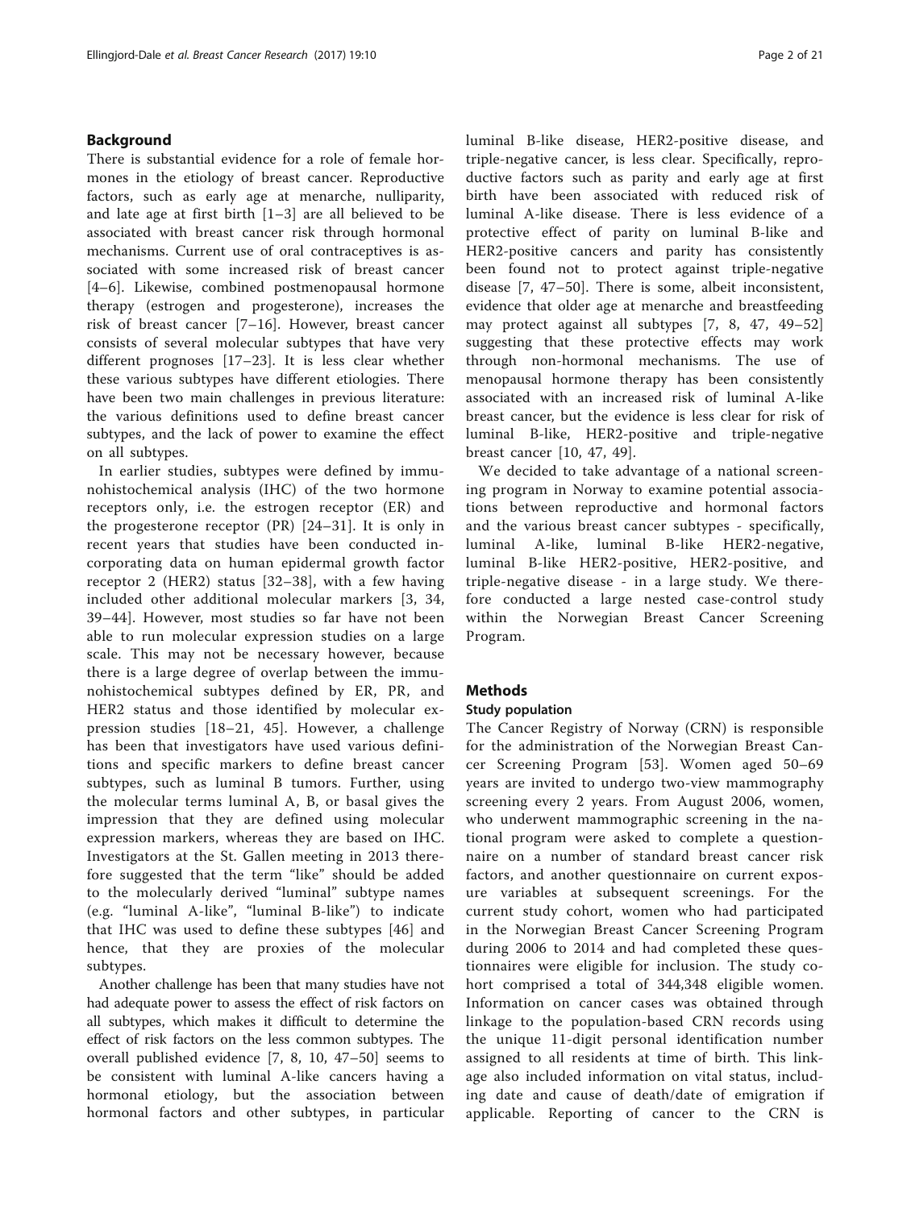## Background

There is substantial evidence for a role of female hormones in the etiology of breast cancer. Reproductive factors, such as early age at menarche, nulliparity, and late age at first birth [1–3] are all believed to be associated with breast cancer risk through hormonal mechanisms. Current use of oral contraceptives is associated with some increased risk of breast cancer [4–6]. Likewise, combined postmenopausal hormone therapy (estrogen and progesterone), increases the risk of breast cancer [7–16]. However, breast cancer consists of several molecular subtypes that have very different prognoses [17–23]. It is less clear whether these various subtypes have different etiologies. There have been two main challenges in previous literature: the various definitions used to define breast cancer subtypes, and the lack of power to examine the effect on all subtypes.

In earlier studies, subtypes were defined by immunohistochemical analysis (IHC) of the two hormone receptors only, i.e. the estrogen receptor (ER) and the progesterone receptor (PR) [24–31]. It is only in recent years that studies have been conducted incorporating data on human epidermal growth factor receptor 2 (HER2) status [32–38], with a few having included other additional molecular markers [3, 34, 39–44]. However, most studies so far have not been able to run molecular expression studies on a large scale. This may not be necessary however, because there is a large degree of overlap between the immunohistochemical subtypes defined by ER, PR, and HER2 status and those identified by molecular expression studies [18–21, 45]. However, a challenge has been that investigators have used various definitions and specific markers to define breast cancer subtypes, such as luminal B tumors. Further, using the molecular terms luminal A, B, or basal gives the impression that they are defined using molecular expression markers, whereas they are based on IHC. Investigators at the St. Gallen meeting in 2013 therefore suggested that the term "like" should be added to the molecularly derived "luminal" subtype names (e.g. "luminal A-like", "luminal B-like") to indicate that IHC was used to define these subtypes [46] and hence, that they are proxies of the molecular subtypes.

Another challenge has been that many studies have not had adequate power to assess the effect of risk factors on all subtypes, which makes it difficult to determine the effect of risk factors on the less common subtypes. The overall published evidence [7, 8, 10, 47–50] seems to be consistent with luminal A-like cancers having a hormonal etiology, but the association between hormonal factors and other subtypes, in particular luminal B-like disease, HER2-positive disease, and triple-negative cancer, is less clear. Specifically, reproductive factors such as parity and early age at first birth have been associated with reduced risk of luminal A-like disease. There is less evidence of a protective effect of parity on luminal B-like and HER2-positive cancers and parity has consistently been found not to protect against triple-negative disease [7, 47–50]. There is some, albeit inconsistent, evidence that older age at menarche and breastfeeding may protect against all subtypes [7, 8, 47, 49–52] suggesting that these protective effects may work through non-hormonal mechanisms. The use of menopausal hormone therapy has been consistently associated with an increased risk of luminal A-like breast cancer, but the evidence is less clear for risk of luminal B-like, HER2-positive and triple-negative breast cancer [10, 47, 49].

We decided to take advantage of a national screening program in Norway to examine potential associations between reproductive and hormonal factors and the various breast cancer subtypes - specifically, luminal A-like, luminal B-like HER2-negative, luminal B-like HER2-positive, HER2-positive, and triple-negative disease - in a large study. We therefore conducted a large nested case-control study within the Norwegian Breast Cancer Screening Program.

## Methods

### Study population

The Cancer Registry of Norway (CRN) is responsible for the administration of the Norwegian Breast Cancer Screening Program [53]. Women aged 50–69 years are invited to undergo two-view mammography screening every 2 years. From August 2006, women, who underwent mammographic screening in the national program were asked to complete a questionnaire on a number of standard breast cancer risk factors, and another questionnaire on current exposure variables at subsequent screenings. For the current study cohort, women who had participated in the Norwegian Breast Cancer Screening Program during 2006 to 2014 and had completed these questionnaires were eligible for inclusion. The study cohort comprised a total of 344,348 eligible women. Information on cancer cases was obtained through linkage to the population-based CRN records using the unique 11-digit personal identification number assigned to all residents at time of birth. This linkage also included information on vital status, including date and cause of death/date of emigration if applicable. Reporting of cancer to the CRN is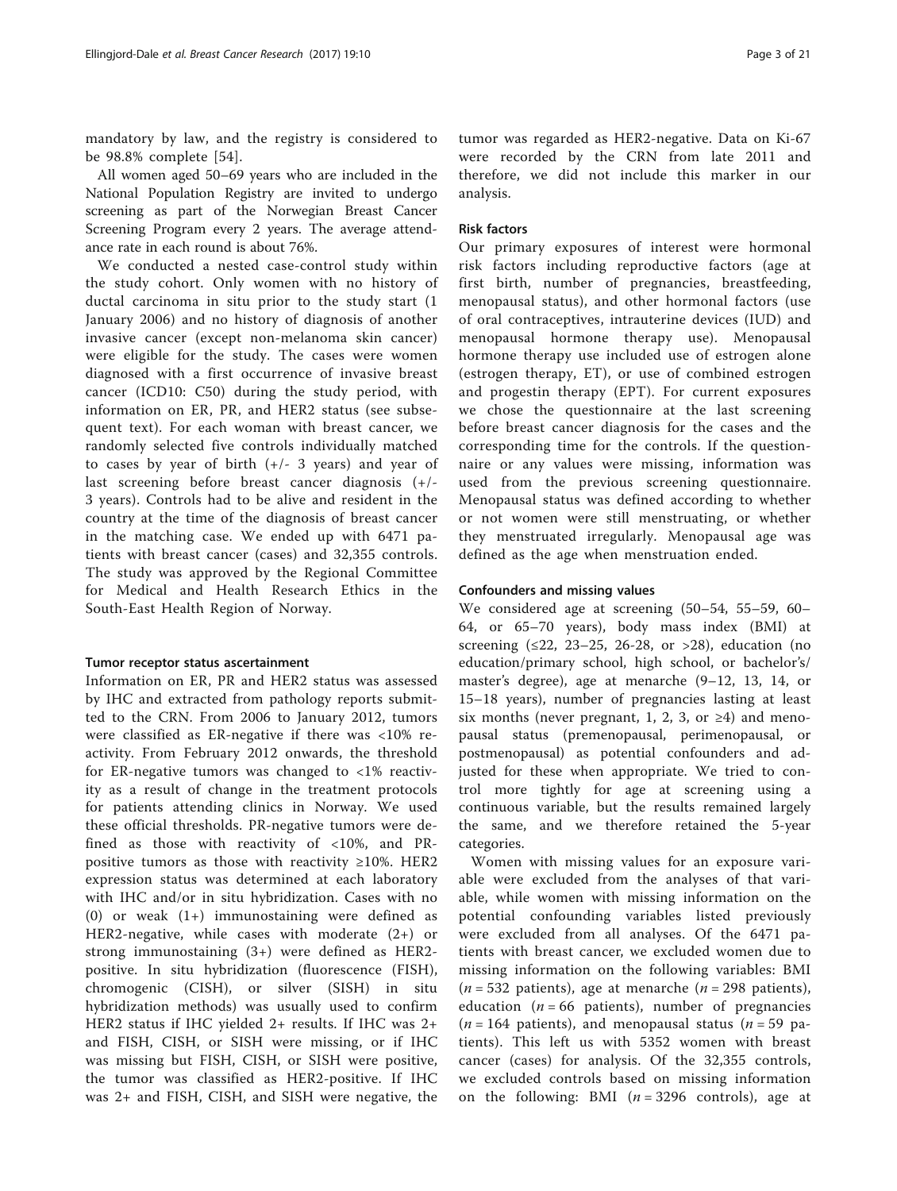mandatory by law, and the registry is considered to be 98.8% complete [54].

All women aged 50–69 years who are included in the National Population Registry are invited to undergo screening as part of the Norwegian Breast Cancer Screening Program every 2 years. The average attendance rate in each round is about 76%.

We conducted a nested case-control study within the study cohort. Only women with no history of ductal carcinoma in situ prior to the study start (1 January 2006) and no history of diagnosis of another invasive cancer (except non-melanoma skin cancer) were eligible for the study. The cases were women diagnosed with a first occurrence of invasive breast cancer (ICD10: C50) during the study period, with information on ER, PR, and HER2 status (see subsequent text). For each woman with breast cancer, we randomly selected five controls individually matched to cases by year of birth (+/- 3 years) and year of last screening before breast cancer diagnosis (+/- 3 years). Controls had to be alive and resident in the country at the time of the diagnosis of breast cancer in the matching case. We ended up with 6471 patients with breast cancer (cases) and 32,355 controls. The study was approved by the Regional Committee for Medical and Health Research Ethics in the South-East Health Region of Norway.

### Tumor receptor status ascertainment

Information on ER, PR and HER2 status was assessed by IHC and extracted from pathology reports submitted to the CRN. From 2006 to January 2012, tumors were classified as ER-negative if there was <10% reactivity. From February 2012 onwards, the threshold for ER-negative tumors was changed to <1% reactivity as a result of change in the treatment protocols for patients attending clinics in Norway. We used these official thresholds. PR-negative tumors were defined as those with reactivity of <10%, and PR-positive tumors as those with reactivity ≥10%. HER2 expression status was determined at each laboratory with IHC and/or in situ hybridization. Cases with no (0) or weak (1+) immunostaining were defined as HER2-negative, while cases with moderate (2+) or strong immunostaining (3+) were defined as HER2-positive. In situ hybridization (fluorescence (FISH), chromogenic (CISH), or silver (SISH) in situ hybridization methods) was usually used to confirm HER2 status if IHC yielded 2+ results. If IHC was 2+ and FISH, CISH, or SISH were missing, or if IHC was missing but FISH, CISH, or SISH were positive, the tumor was classified as HER2-positive. If IHC was 2+ and FISH, CISH, and SISH were negative, the tumor was regarded as HER2-negative. Data on Ki-67 were recorded by the CRN from late 2011 and therefore, we did not include this marker in our analysis.

### Risk factors

Our primary exposures of interest were hormonal risk factors including reproductive factors (age at first birth, number of pregnancies, breastfeeding, menopausal status), and other hormonal factors (use of oral contraceptives, intrauterine devices (IUD) and menopausal hormone therapy use). Menopausal hormone therapy use included use of estrogen alone (estrogen therapy, ET), or use of combined estrogen and progestin therapy (EPT). For current exposures we chose the questionnaire at the last screening before breast cancer diagnosis for the cases and the corresponding time for the controls. If the questionnaire or any values were missing, information was used from the previous screening questionnaire. Menopausal status was defined according to whether or not women were still menstruating, or whether they menstruated irregularly. Menopausal age was defined as the age when menstruation ended.

### Confounders and missing values

We considered age at screening (50–54, 55–59, 60–64, or 65–70 years), body mass index (BMI) at screening (≤22, 23–25, 26-28, or >28), education (no education/primary school, high school, or bachelor's/master's degree), age at menarche (9–12, 13, 14, or 15–18 years), number of pregnancies lasting at least six months (never pregnant, 1, 2, 3, or ≥4) and menopausal status (premenopausal, perimenopausal, or postmenopausal) as potential confounders and adjusted for these when appropriate. We tried to control more tightly for age at screening using a continuous variable, but the results remained largely the same, and we therefore retained the 5-year categories.

Women with missing values for an exposure variable were excluded from the analyses of that variable, while women with missing information on the potential confounding variables listed previously were excluded from all analyses. Of the 6471 patients with breast cancer, we excluded women due to missing information on the following variables: BMI ($n = 532$ patients), age at menarche ($n = 298$ patients), education ($n = 66$ patients), number of pregnancies ($n = 164$ patients), and menopausal status ($n = 59$ patients). This left us with 5352 women with breast cancer (cases) for analysis. Of the 32,355 controls, we excluded controls based on missing information on the following: BMI ($n = 3296$ controls), age at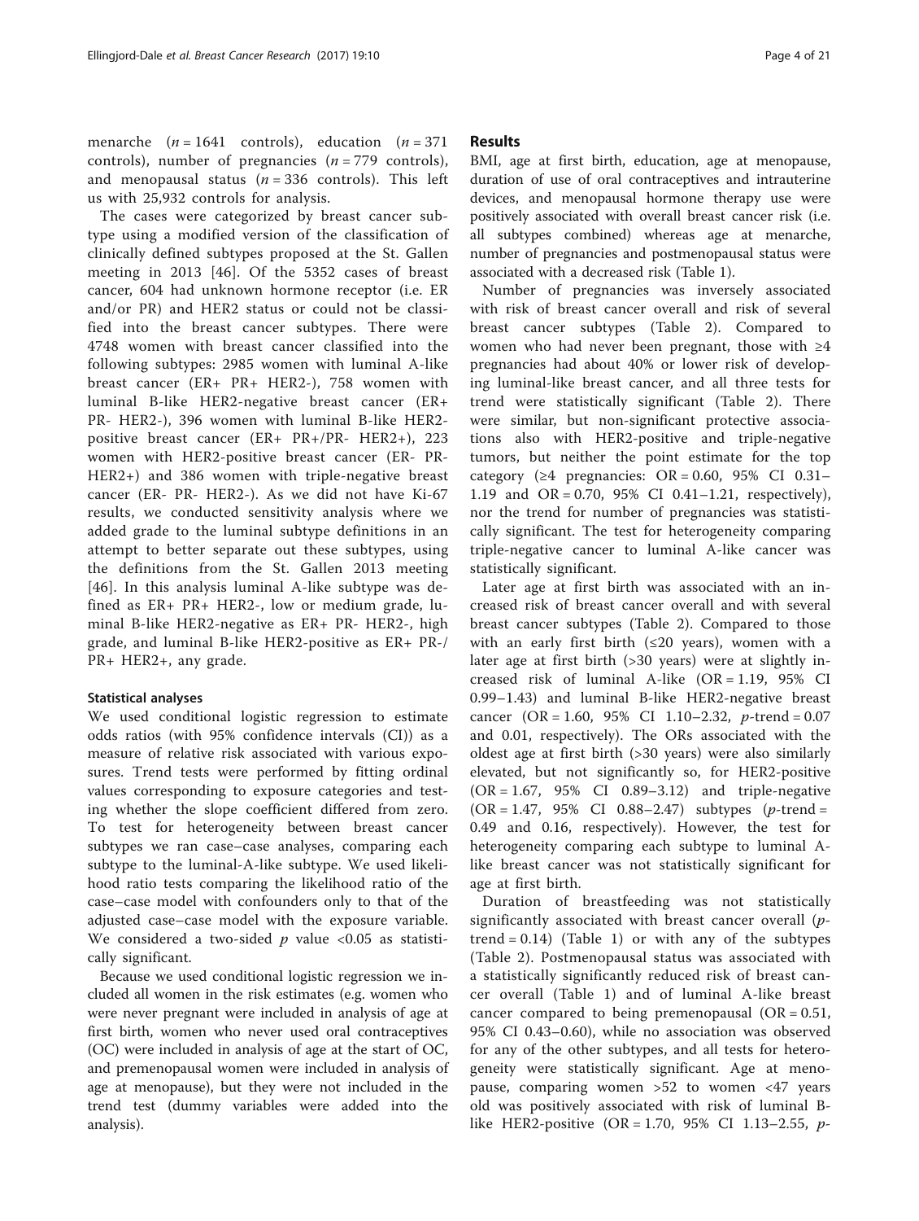menarche ($n = 1641$ controls), education ($n = 371$ controls), number of pregnancies ($n = 779$ controls), and menopausal status ($n = 336$ controls). This left us with 25,932 controls for analysis.

The cases were categorized by breast cancer subtype using a modified version of the classification of clinically defined subtypes proposed at the St. Gallen meeting in 2013 [46]. Of the 5352 cases of breast cancer, 604 had unknown hormone receptor (i.e. ER and/or PR) and HER2 status or could not be classified into the breast cancer subtypes. There were 4748 women with breast cancer classified into the following subtypes: 2985 women with luminal A-like breast cancer (ER+ PR+ HER2-), 758 women with luminal B-like HER2-negative breast cancer (ER+ PR- HER2-), 396 women with luminal B-like HER2-positive breast cancer (ER+ PR+/PR- HER2+), 223 women with HER2-positive breast cancer (ER- PR- HER2+) and 386 women with triple-negative breast cancer (ER- PR- HER2-). As we did not have Ki-67 results, we conducted sensitivity analysis where we added grade to the luminal subtype definitions in an attempt to better separate out these subtypes, using the definitions from the St. Gallen 2013 meeting [46]. In this analysis luminal A-like subtype was defined as ER+ PR+ HER2-, low or medium grade, luminal B-like HER2-negative as ER+ PR- HER2-, high grade, and luminal B-like HER2-positive as ER+ PR-/PR+ HER2+, any grade.

### Statistical analyses

We used conditional logistic regression to estimate odds ratios (with 95% confidence intervals (CI)) as a measure of relative risk associated with various exposures. Trend tests were performed by fitting ordinal values corresponding to exposure categories and testing whether the slope coefficient differed from zero. To test for heterogeneity between breast cancer subtypes we ran case–case analyses, comparing each subtype to the luminal-A-like subtype. We used likelihood ratio tests comparing the likelihood ratio of the case–case model with confounders only to that of the adjusted case–case model with the exposure variable. We considered a two-sided $p$ value <0.05 as statistically significant.

Because we used conditional logistic regression we included all women in the risk estimates (e.g. women who were never pregnant were included in analysis of age at first birth, women who never used oral contraceptives (OC) were included in analysis of age at the start of OC, and premenopausal women were included in analysis of age at menopause), but they were not included in the trend test (dummy variables were added into the analysis).

## Results

BMI, age at first birth, education, age at menopause, duration of use of oral contraceptives and intrauterine devices, and menopausal hormone therapy use were positively associated with overall breast cancer risk (i.e. all subtypes combined) whereas age at menarche, number of pregnancies and postmenopausal status were associated with a decreased risk (Table 1).

Number of pregnancies was inversely associated with risk of breast cancer overall and risk of several breast cancer subtypes (Table 2). Compared to women who had never been pregnant, those with ≥4 pregnancies had about 40% or lower risk of developing luminal-like breast cancer, and all three tests for trend were statistically significant (Table 2). There were similar, but non-significant protective associations also with HER2-positive and triple-negative tumors, but neither the point estimate for the top category (≥4 pregnancies: OR = 0.60, 95% CI 0.31–1.19 and OR = 0.70, 95% CI 0.41–1.21, respectively), nor the trend for number of pregnancies was statistically significant. The test for heterogeneity comparing triple-negative cancer to luminal A-like cancer was statistically significant.

Later age at first birth was associated with an increased risk of breast cancer overall and with several breast cancer subtypes (Table 2). Compared to those with an early first birth (≤20 years), women with a later age at first birth (>30 years) were at slightly increased risk of luminal A-like (OR = 1.19, 95% CI 0.99–1.43) and luminal B-like HER2-negative breast cancer (OR = 1.60, 95% CI 1.10–2.32, $p$-trend = 0.07 and 0.01, respectively). The ORs associated with the oldest age at first birth (>30 years) were also similarly elevated, but not significantly so, for HER2-positive (OR = 1.67, 95% CI 0.89–3.12) and triple-negative (OR = 1.47, 95% CI 0.88–2.47) subtypes ($p$-trend = 0.49 and 0.16, respectively). However, the test for heterogeneity comparing each subtype to luminal A-like breast cancer was not statistically significant for age at first birth.

Duration of breastfeeding was not statistically significantly associated with breast cancer overall ($p$-trend = 0.14) (Table 1) or with any of the subtypes (Table 2). Postmenopausal status was associated with a statistically significantly reduced risk of breast cancer overall (Table 1) and of luminal A-like breast cancer compared to being premenopausal (OR = 0.51, 95% CI 0.43–0.60), while no association was observed for any of the other subtypes, and all tests for heterogeneity were statistically significant. Age at menopause, comparing women >52 to women <47 years old was positively associated with risk of luminal B-like HER2-positive (OR = 1.70, 95% CI 1.13–2.55, $p$-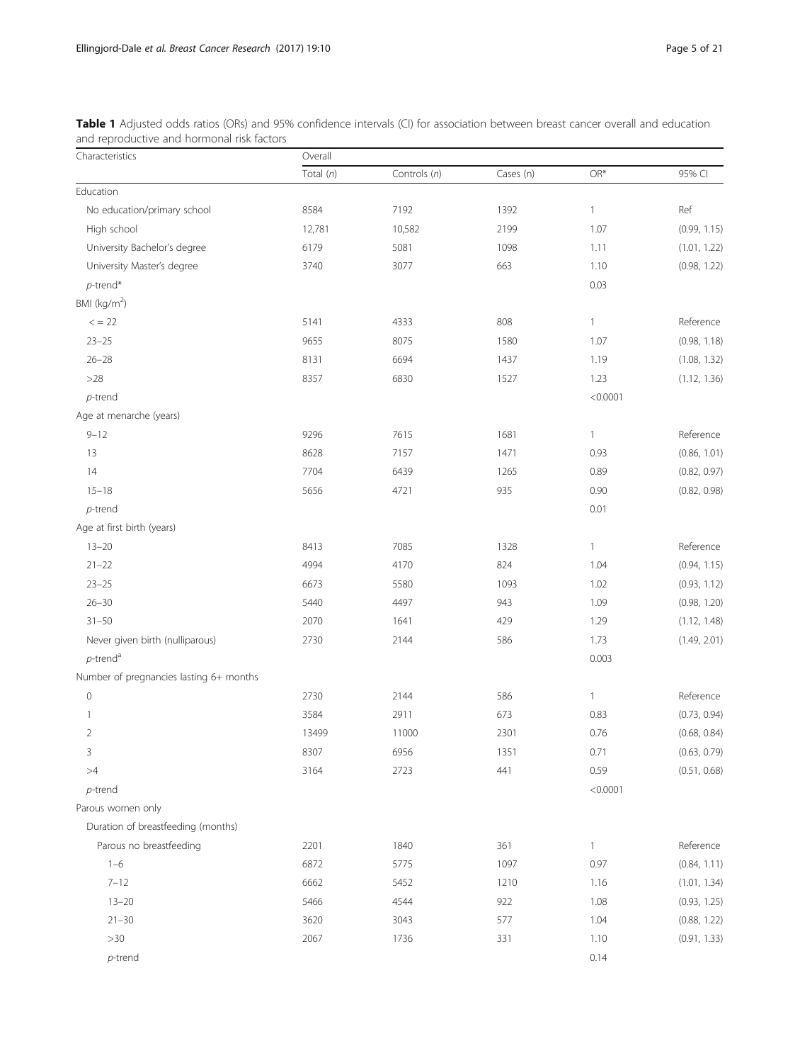**Table 1** Adjusted odds ratios (ORs) and 95% confidence intervals (CI) for association between breast cancer overall and education and reproductive and hormonal risk factors

| Characteristics | Overall | | | | |
|---|---|---|---|---|---|
| | Total (*n*) | Controls (*n*) | Cases (n) | OR* | 95% CI |
| Education | | | | | |
| No education/primary school | 8584 | 7192 | 1392 | 1 | Ref |
| High school | 12,781 | 10,582 | 2199 | 1.07 | (0.99, 1.15) |
| University Bachelor's degree | 6179 | 5081 | 1098 | 1.11 | (1.01, 1.22) |
| University Master's degree | 3740 | 3077 | 663 | 1.10 | (0.98, 1.22) |
| *p*-trend* | | | | 0.03 | |
| BMI (kg/m$^2$) | | | | | |
| < = 22 | 5141 | 4333 | 808 | 1 | Reference |
| 23–25 | 9655 | 8075 | 1580 | 1.07 | (0.98, 1.18) |
| 26–28 | 8131 | 6694 | 1437 | 1.19 | (1.08, 1.32) |
| >28 | 8357 | 6830 | 1527 | 1.23 | (1.12, 1.36) |
| *p*-trend | | | | <0.0001 | |
| Age at menarche (years) | | | | | |
| 9–12 | 9296 | 7615 | 1681 | 1 | Reference |
| 13 | 8628 | 7157 | 1471 | 0.93 | (0.86, 1.01) |
| 14 | 7704 | 6439 | 1265 | 0.89 | (0.82, 0.97) |
| 15–18 | 5656 | 4721 | 935 | 0.90 | (0.82, 0.98) |
| *p*-trend | | | | 0.01 | |
| Age at first birth (years) | | | | | |
| 13–20 | 8413 | 7085 | 1328 | 1 | Reference |
| 21–22 | 4994 | 4170 | 824 | 1.04 | (0.94, 1.15) |
| 23–25 | 6673 | 5580 | 1093 | 1.02 | (0.93, 1.12) |
| 26–30 | 5440 | 4497 | 943 | 1.09 | (0.98, 1.20) |
| 31–50 | 2070 | 1641 | 429 | 1.29 | (1.12, 1.48) |
| Never given birth (nulliparous) | 2730 | 2144 | 586 | 1.73 | (1.49, 2.01) |
| *p*-trend[a] | | | | 0.003 | |
| Number of pregnancies lasting 6+ months | | | | | |
| 0 | 2730 | 2144 | 586 | 1 | Reference |
| 1 | 3584 | 2911 | 673 | 0.83 | (0.73, 0.94) |
| 2 | 13499 | 11000 | 2301 | 0.76 | (0.68, 0.84) |
| 3 | 8307 | 6956 | 1351 | 0.71 | (0.63, 0.79) |
| >4 | 3164 | 2723 | 441 | 0.59 | (0.51, 0.68) |
| *p*-trend | | | | <0.0001 | |
| Parous women only | | | | | |
| Duration of breastfeeding (months) | | | | | |
| Parous no breastfeeding | 2201 | 1840 | 361 | 1 | Reference |
| 1–6 | 6872 | 5775 | 1097 | 0.97 | (0.84, 1.11) |
| 7–12 | 6662 | 5452 | 1210 | 1.16 | (1.01, 1.34) |
| 13–20 | 5466 | 4544 | 922 | 1.08 | (0.93, 1.25) |
| 21–30 | 3620 | 3043 | 577 | 1.04 | (0.88, 1.22) |
| >30 | 2067 | 1736 | 331 | 1.10 | (0.91, 1.33) |
| *p*-trend | | | | 0.14 | |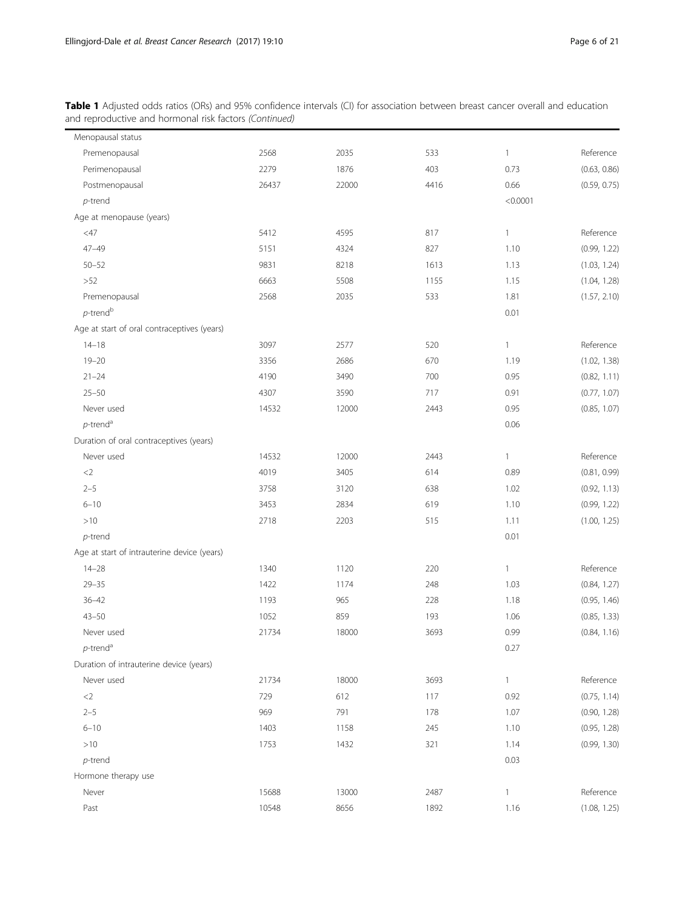**Table 1** Adjusted odds ratios (ORs) and 95% confidence intervals (CI) for association between breast cancer overall and education and reproductive and hormonal risk factors *(Continued)*

| | | | | | |
|---|---|---|---|---|---|
| Menopausal status | | | | | |
| Premenopausal | 2568 | 2035 | 533 | 1 | Reference |
| Perimenopausal | 2279 | 1876 | 403 | 0.73 | (0.63, 0.86) |
| Postmenopausal | 26437 | 22000 | 4416 | 0.66 | (0.59, 0.75) |
| *p*-trend | | | | <0.0001 | |
| Age at menopause (years) | | | | | |
| <47 | 5412 | 4595 | 817 | 1 | Reference |
| 47–49 | 5151 | 4324 | 827 | 1.10 | (0.99, 1.22) |
| 50–52 | 9831 | 8218 | 1613 | 1.13 | (1.03, 1.24) |
| >52 | 6663 | 5508 | 1155 | 1.15 | (1.04, 1.28) |
| Premenopausal | 2568 | 2035 | 533 | 1.81 | (1.57, 2.10) |
| *p*-trend[b] | | | | 0.01 | |
| Age at start of oral contraceptives (years) | | | | | |
| 14–18 | 3097 | 2577 | 520 | 1 | Reference |
| 19–20 | 3356 | 2686 | 670 | 1.19 | (1.02, 1.38) |
| 21–24 | 4190 | 3490 | 700 | 0.95 | (0.82, 1.11) |
| 25–50 | 4307 | 3590 | 717 | 0.91 | (0.77, 1.07) |
| Never used | 14532 | 12000 | 2443 | 0.95 | (0.85, 1.07) |
| *p*-trend[a] | | | | 0.06 | |
| Duration of oral contraceptives (years) | | | | | |
| Never used | 14532 | 12000 | 2443 | 1 | Reference |
| <2 | 4019 | 3405 | 614 | 0.89 | (0.81, 0.99) |
| 2–5 | 3758 | 3120 | 638 | 1.02 | (0.92, 1.13) |
| 6–10 | 3453 | 2834 | 619 | 1.10 | (0.99, 1.22) |
| >10 | 2718 | 2203 | 515 | 1.11 | (1.00, 1.25) |
| *p*-trend | | | | 0.01 | |
| Age at start of intrauterine device (years) | | | | | |
| 14–28 | 1340 | 1120 | 220 | 1 | Reference |
| 29–35 | 1422 | 1174 | 248 | 1.03 | (0.84, 1.27) |
| 36–42 | 1193 | 965 | 228 | 1.18 | (0.95, 1.46) |
| 43–50 | 1052 | 859 | 193 | 1.06 | (0.85, 1.33) |
| Never used | 21734 | 18000 | 3693 | 0.99 | (0.84, 1.16) |
| *p*-trend[a] | | | | 0.27 | |
| Duration of intrauterine device (years) | | | | | |
| Never used | 21734 | 18000 | 3693 | 1 | Reference |
| <2 | 729 | 612 | 117 | 0.92 | (0.75, 1.14) |
| 2–5 | 969 | 791 | 178 | 1.07 | (0.90, 1.28) |
| 6–10 | 1403 | 1158 | 245 | 1.10 | (0.95, 1.28) |
| >10 | 1753 | 1432 | 321 | 1.14 | (0.99, 1.30) |
| *p*-trend | | | | 0.03 | |
| Hormone therapy use | | | | | |
| Never | 15688 | 13000 | 2487 | 1 | Reference |
| Past | 10548 | 8656 | 1892 | 1.16 | (1.08, 1.25) |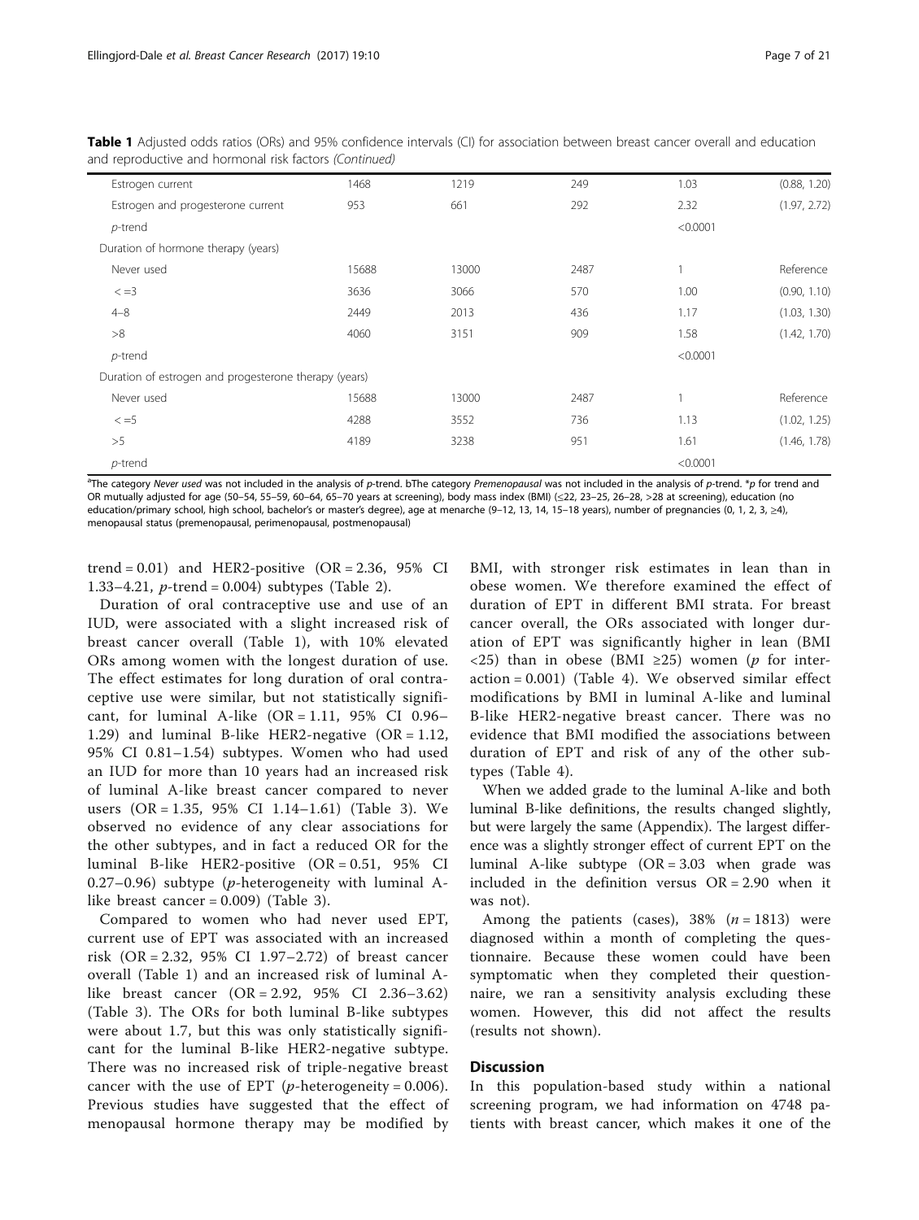**Table 1** Adjusted odds ratios (ORs) and 95% confidence intervals (CI) for association between breast cancer overall and education and reproductive and hormonal risk factors *(Continued)*

| | | | | | |
|---|---|---|---|---|---|
| Estrogen current | 1468 | 1219 | 249 | 1.03 | (0.88, 1.20) |
| Estrogen and progesterone current | 953 | 661 | 292 | 2.32 | (1.97, 2.72) |
| *p*-trend | | | | <0.0001 | |
| Duration of hormone therapy (years) | | | | | |
| Never used | 15688 | 13000 | 2487 | 1 | Reference |
| < =3 | 3636 | 3066 | 570 | 1.00 | (0.90, 1.10) |
| 4–8 | 2449 | 2013 | 436 | 1.17 | (1.03, 1.30) |
| >8 | 4060 | 3151 | 909 | 1.58 | (1.42, 1.70) |
| *p*-trend | | | | <0.0001 | |
| Duration of estrogen and progesterone therapy (years) | | | | | |
| Never used | 15688 | 13000 | 2487 | 1 | Reference |
| < =5 | 4288 | 3552 | 736 | 1.13 | (1.02, 1.25) |
| >5 | 4189 | 3238 | 951 | 1.61 | (1.46, 1.78) |
| *p*-trend | | | | <0.0001 | |

[a]The category *Never used* was not included in the analysis of *p*-trend. bThe category *Premenopausal* was not included in the analysis of *p*-trend. \**p* for trend and OR mutually adjusted for age (50–54, 55–59, 60–64, 65–70 years at screening), body mass index (BMI) (≤22, 23–25, 26–28, >28 at screening), education (no education/primary school, high school, bachelor's or master's degree), age at menarche (9–12, 13, 14, 15–18 years), number of pregnancies (0, 1, 2, 3, ≥4), menopausal status (premenopausal, perimenopausal, postmenopausal)

trend = 0.01) and HER2-positive (OR = 2.36, 95% CI 1.33–4.21, *p*-trend = 0.004) subtypes (Table 2).

Duration of oral contraceptive use and use of an IUD, were associated with a slight increased risk of breast cancer overall (Table 1), with 10% elevated ORs among women with the longest duration of use. The effect estimates for long duration of oral contraceptive use were similar, but not statistically significant, for luminal A-like (OR = 1.11, 95% CI 0.96–1.29) and luminal B-like HER2-negative (OR = 1.12, 95% CI 0.81–1.54) subtypes. Women who had used an IUD for more than 10 years had an increased risk of luminal A-like breast cancer compared to never users (OR = 1.35, 95% CI 1.14–1.61) (Table 3). We observed no evidence of any clear associations for the other subtypes, and in fact a reduced OR for the luminal B-like HER2-positive (OR = 0.51, 95% CI 0.27–0.96) subtype (*p*-heterogeneity with luminal A-like breast cancer = 0.009) (Table 3).

Compared to women who had never used EPT, current use of EPT was associated with an increased risk (OR = 2.32, 95% CI 1.97–2.72) of breast cancer overall (Table 1) and an increased risk of luminal A-like breast cancer (OR = 2.92, 95% CI 2.36–3.62) (Table 3). The ORs for both luminal B-like subtypes were about 1.7, but this was only statistically significant for the luminal B-like HER2-negative subtype. There was no increased risk of triple-negative breast cancer with the use of EPT (*p*-heterogeneity = 0.006). Previous studies have suggested that the effect of menopausal hormone therapy may be modified by BMI, with stronger risk estimates in lean than in obese women. We therefore examined the effect of duration of EPT in different BMI strata. For breast cancer overall, the ORs associated with longer duration of EPT was significantly higher in lean (BMI <25) than in obese (BMI ≥25) women (*p* for interaction = 0.001) (Table 4). We observed similar effect modifications by BMI in luminal A-like and luminal B-like HER2-negative breast cancer. There was no evidence that BMI modified the associations between duration of EPT and risk of any of the other subtypes (Table 4).

When we added grade to the luminal A-like and both luminal B-like definitions, the results changed slightly, but were largely the same (Appendix). The largest difference was a slightly stronger effect of current EPT on the luminal A-like subtype (OR = 3.03 when grade was included in the definition versus OR = 2.90 when it was not).

Among the patients (cases), 38% (*n* = 1813) were diagnosed within a month of completing the questionnaire. Because these women could have been symptomatic when they completed their questionnaire, we ran a sensitivity analysis excluding these women. However, this did not affect the results (results not shown).

## Discussion

In this population-based study within a national screening program, we had information on 4748 patients with breast cancer, which makes it one of the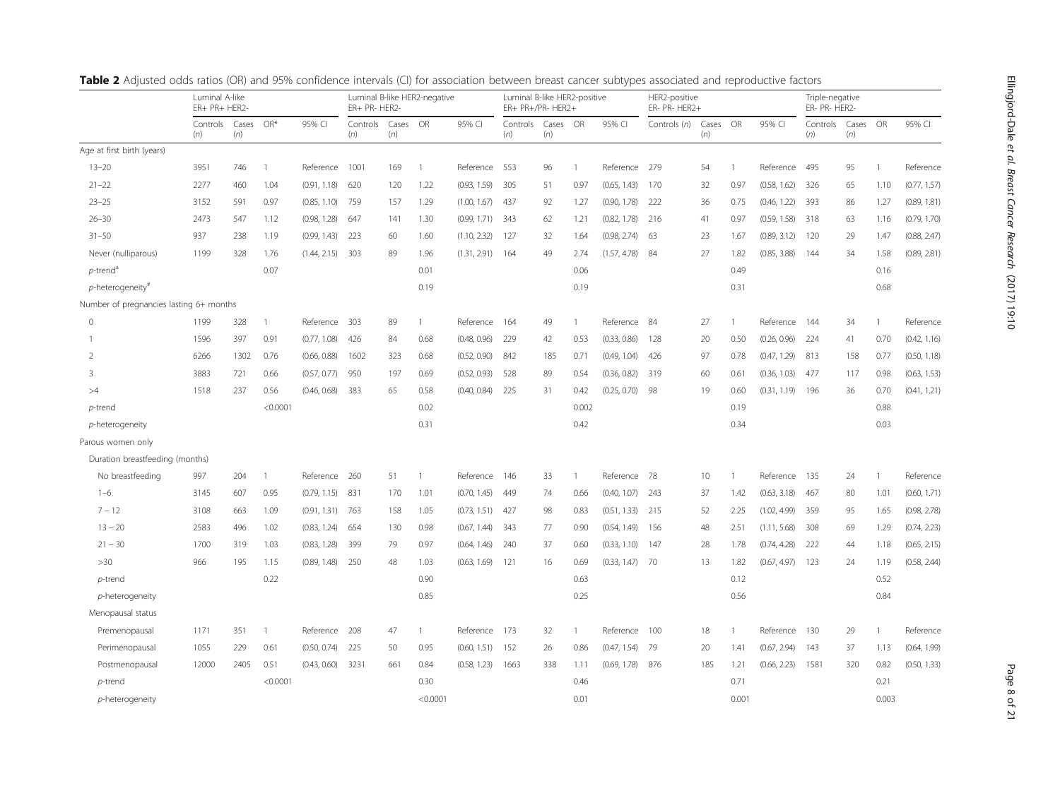**Table 2** Adjusted odds ratios (OR) and 95% confidence intervals (CI) for association between breast cancer subtypes associated and reproductive factors

| | Luminal A-like ER+ PR+ HER2- | | | | Luminal B-like HER2-negative ER+ PR- HER2- | | | | Luminal B-like HER2-positive ER+ PR+/PR- HER2+ | | | | HER2-positive ER- PR- HER2+ | | | | Triple-negative ER- PR- HER2- | | | |
|---|---|---|---|---|---|---|---|---|---|---|---|---|---|---|---|---|---|---|---|---|
| | Controls (n) | Cases (n) | OR* | 95% CI | Controls (n) | Cases (n) | OR | 95% CI | Controls (n) | Cases (n) | OR | 95% CI | Controls (n) | Cases (n) | OR | 95% CI | Controls (n) | Cases (n) | OR | 95% CI |
| Age at first birth (years) | | | | | | | | | | | | | | | | | | | | |
| 13–20 | 3951 | 746 | 1 | Reference | 1001 | 169 | 1 | Reference | 553 | 96 | 1 | Reference | 279 | 54 | 1 | Reference | 495 | 95 | 1 | Reference |
| 21–22 | 2277 | 460 | 1.04 | (0.91, 1.18) | 620 | 120 | 1.22 | (0.93, 1.59) | 305 | 51 | 0.97 | (0.65, 1.43) | 170 | 32 | 0.97 | (0.58, 1.62) | 326 | 65 | 1.10 | (0.77, 1.57) |
| 23–25 | 3152 | 591 | 0.97 | (0.85, 1.10) | 759 | 157 | 1.29 | (1.00, 1.67) | 437 | 92 | 1.27 | (0.90, 1.78) | 222 | 36 | 0.75 | (0.46, 1.22) | 393 | 86 | 1.27 | (0.89, 1.81) |
| 26–30 | 2473 | 547 | 1.12 | (0.98, 1.28) | 647 | 141 | 1.30 | (0.99, 1.71) | 343 | 62 | 1.21 | (0.82, 1.78) | 216 | 41 | 0.97 | (0.59, 1.58) | 318 | 63 | 1.16 | (0.79, 1.70) |
| 31–50 | 937 | 238 | 1.19 | (0.99, 1.43) | 223 | 60 | 1.60 | (1.10, 2.32) | 127 | 32 | 1.64 | (0.98, 2.74) | 63 | 23 | 1.67 | (0.89, 3.12) | 120 | 29 | 1.47 | (0.88, 2.47) |
| Never (nulliparous) | 1199 | 328 | 1.76 | (1.44, 2.15) | 303 | 89 | 1.96 | (1.31, 2.91) | 164 | 49 | 2.74 | (1.57, 4.78) | 84 | 27 | 1.82 | (0.85, 3.88) | 144 | 34 | 1.58 | (0.89, 2.81) |
| p-trend[a] | | | 0.07 | | | | 0.01 | | | | 0.06 | | | | 0.49 | | | | 0.16 | |
| p-heterogeneity[#] | | | | | | | 0.19 | | | | 0.19 | | | | 0.31 | | | | 0.68 | |
| Number of pregnancies lasting 6+ months | | | | | | | | | | | | | | | | | | | | |
| 0 | 1199 | 328 | 1 | Reference | 303 | 89 | 1 | Reference | 164 | 49 | 1 | Reference | 84 | 27 | 1 | Reference | 144 | 34 | 1 | Reference |
| 1 | 1596 | 397 | 0.91 | (0.77, 1.08) | 426 | 84 | 0.68 | (0.48, 0.96) | 229 | 42 | 0.53 | (0.33, 0.86) | 128 | 20 | 0.50 | (0.26, 0.96) | 224 | 41 | 0.70 | (0.42, 1.16) |
| 2 | 6266 | 1302 | 0.76 | (0.66, 0.88) | 1602 | 323 | 0.68 | (0.52, 0.90) | 842 | 185 | 0.71 | (0.49, 1.04) | 426 | 97 | 0.78 | (0.47, 1.29) | 813 | 158 | 0.77 | (0.50, 1.18) |
| 3 | 3883 | 721 | 0.66 | (0.57, 0.77) | 950 | 197 | 0.69 | (0.52, 0.93) | 528 | 89 | 0.54 | (0.36, 0.82) | 319 | 60 | 0.61 | (0.36, 1.03) | 477 | 117 | 0.98 | (0.63, 1.53) |
| >4 | 1518 | 237 | 0.56 | (0.46, 0.68) | 383 | 65 | 0.58 | (0.40, 0.84) | 225 | 31 | 0.42 | (0.25, 0.70) | 98 | 19 | 0.60 | (0.31, 1.19) | 196 | 36 | 0.70 | (0.41, 1.21) |
| p-trend | | | <0.0001 | | | | 0.02 | | | | 0.002 | | | | 0.19 | | | | 0.88 | |
| p-heterogeneity | | | | | | | 0.31 | | | | 0.42 | | | | 0.34 | | | | 0.03 | |
| Parous women only | | | | | | | | | | | | | | | | | | | | |
| Duration breastfeeding (months) | | | | | | | | | | | | | | | | | | | | |
| No breastfeeding | 997 | 204 | 1 | Reference | 260 | 51 | 1 | Reference | 146 | 33 | 1 | Reference | 78 | 10 | 1 | Reference | 135 | 24 | 1 | Reference |
| 1–6 | 3145 | 607 | 0.95 | (0.79, 1.15) | 831 | 170 | 1.01 | (0.70, 1.45) | 449 | 74 | 0.66 | (0.40, 1.07) | 243 | 37 | 1.42 | (0.63, 3.18) | 467 | 80 | 1.01 | (0.60, 1.71) |
| 7 – 12 | 3108 | 663 | 1.09 | (0.91, 1.31) | 763 | 158 | 1.05 | (0.73, 1.51) | 427 | 98 | 0.83 | (0.51, 1.33) | 215 | 52 | 2.25 | (1.02, 4.99) | 359 | 95 | 1.65 | (0.98, 2.78) |
| 13 – 20 | 2583 | 496 | 1.02 | (0.83, 1.24) | 654 | 130 | 0.98 | (0.67, 1.44) | 343 | 77 | 0.90 | (0.54, 1.49) | 156 | 48 | 2.51 | (1.11, 5.68) | 308 | 69 | 1.29 | (0.74, 2.23) |
| 21 – 30 | 1700 | 319 | 1.03 | (0.83, 1.28) | 399 | 79 | 0.97 | (0.64, 1.46) | 240 | 37 | 0.60 | (0.33, 1.10) | 147 | 28 | 1.78 | (0.74, 4.28) | 222 | 44 | 1.18 | (0.65, 2.15) |
| >30 | 966 | 195 | 1.15 | (0.89, 1.48) | 250 | 48 | 1.03 | (0.63, 1.69) | 121 | 16 | 0.69 | (0.33, 1.47) | 70 | 13 | 1.82 | (0.67, 4.97) | 123 | 24 | 1.19 | (0.58, 2.44) |
| p-trend | | | 0.22 | | | | 0.90 | | | | 0.63 | | | | 0.12 | | | | 0.52 | |
| p-heterogeneity | | | | | | | 0.85 | | | | 0.25 | | | | 0.56 | | | | 0.84 | |
| Menopausal status | | | | | | | | | | | | | | | | | | | | |
| Premenopausal | 1171 | 351 | 1 | Reference | 208 | 47 | 1 | Reference | 173 | 32 | 1 | Reference | 100 | 18 | 1 | Reference | 130 | 29 | 1 | Reference |
| Perimenopausal | 1055 | 229 | 0.61 | (0.50, 0.74) | 225 | 50 | 0.95 | (0.60, 1.51) | 152 | 26 | 0.86 | (0.47, 1.54) | 79 | 20 | 1.41 | (0.67, 2.94) | 143 | 37 | 1.13 | (0.64, 1.99) |
| Postmenopausal | 12000 | 2405 | 0.51 | (0.43, 0.60) | 3231 | 661 | 0.84 | (0.58, 1.23) | 1663 | 338 | 1.11 | (0.69, 1.78) | 876 | 185 | 1.21 | (0.66, 2.23) | 1581 | 320 | 0.82 | (0.50, 1.33) |
| p-trend | | | <0.0001 | | | | 0.30 | | | | 0.46 | | | | 0.71 | | | | 0.21 | |
| p-heterogeneity | | | | | | | <0.0001 | | | | 0.01 | | | | 0.001 | | | | 0.003 | |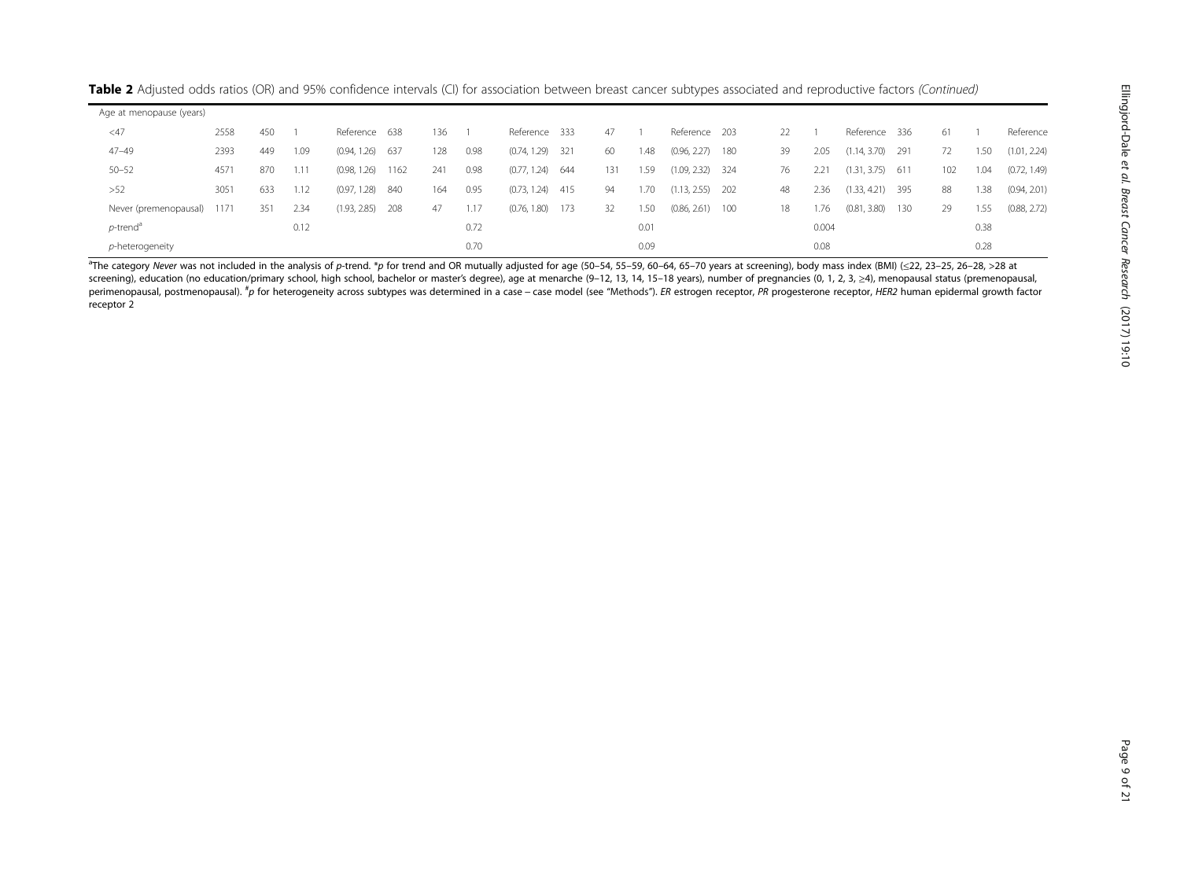**Table 2** Adjusted odds ratios (OR) and 95% confidence intervals (CI) for association between breast cancer subtypes associated and reproductive factors *(Continued)*

| Age at menopause (years) | | | | | | | | | | | | | | | | | | | | |
|---|---|---|---|---|---|---|---|---|---|---|---|---|---|---|---|---|---|---|---|---|
| <47 | 2558 | 450 | 1 | Reference | 638 | 136 | 1 | Reference | 333 | 47 | 1 | Reference | 203 | 22 | 1 | Reference | 336 | 61 | 1 | Reference |
| 47–49 | 2393 | 449 | 1.09 | (0.94, 1.26) | 637 | 128 | 0.98 | (0.74, 1.29) | 321 | 60 | 1.48 | (0.96, 2.27) | 180 | 39 | 2.05 | (1.14, 3.70) | 291 | 72 | 1.50 | (1.01, 2.24) |
| 50–52 | 4571 | 870 | 1.11 | (0.98, 1.26) | 1162 | 241 | 0.98 | (0.77, 1.24) | 644 | 131 | 1.59 | (1.09, 2.32) | 324 | 76 | 2.21 | (1.31, 3.75) | 611 | 102 | 1.04 | (0.72, 1.49) |
| >52 | 3051 | 633 | 1.12 | (0.97, 1.28) | 840 | 164 | 0.95 | (0.73, 1.24) | 415 | 94 | 1.70 | (1.13, 2.55) | 202 | 48 | 2.36 | (1.33, 4.21) | 395 | 88 | 1.38 | (0.94, 2.01) |
| Never (premenopausal) | 1171 | 351 | 2.34 | (1.93, 2.85) | 208 | 47 | 1.17 | (0.76, 1.80) | 173 | 32 | 1.50 | (0.86, 2.61) | 100 | 18 | 1.76 | (0.81, 3.80) | 130 | 29 | 1.55 | (0.88, 2.72) |
| *p*-trend[a] | | | 0.12 | | | | 0.72 | | | | 0.01 | | | | 0.004 | | | | 0.38 | |
| *p*-heterogeneity | | | | | | | 0.70 | | | | 0.09 | | | | 0.08 | | | | 0.28 | |

[a]The category *Never* was not included in the analysis of *p*-trend. \*p for trend and OR mutually adjusted for age (50–54, 55–59, 60–64, 65–70 years at screening), body mass index (BMI) (≤22, 23–25, 26–28, >28 at screening), education (no education/primary school, high school, bachelor or master's degree), age at menarche (9–12, 13, 14, 15–18 years), number of pregnancies (0, 1, 2, 3, ≥4), menopausal status (premenopausal, perimenopausal, postmenopausal). [#]*p* for heterogeneity across subtypes was determined in a case – case model (see "Methods"). *ER* estrogen receptor, *PR* progesterone receptor, *HER2* human epidermal growth factor receptor 2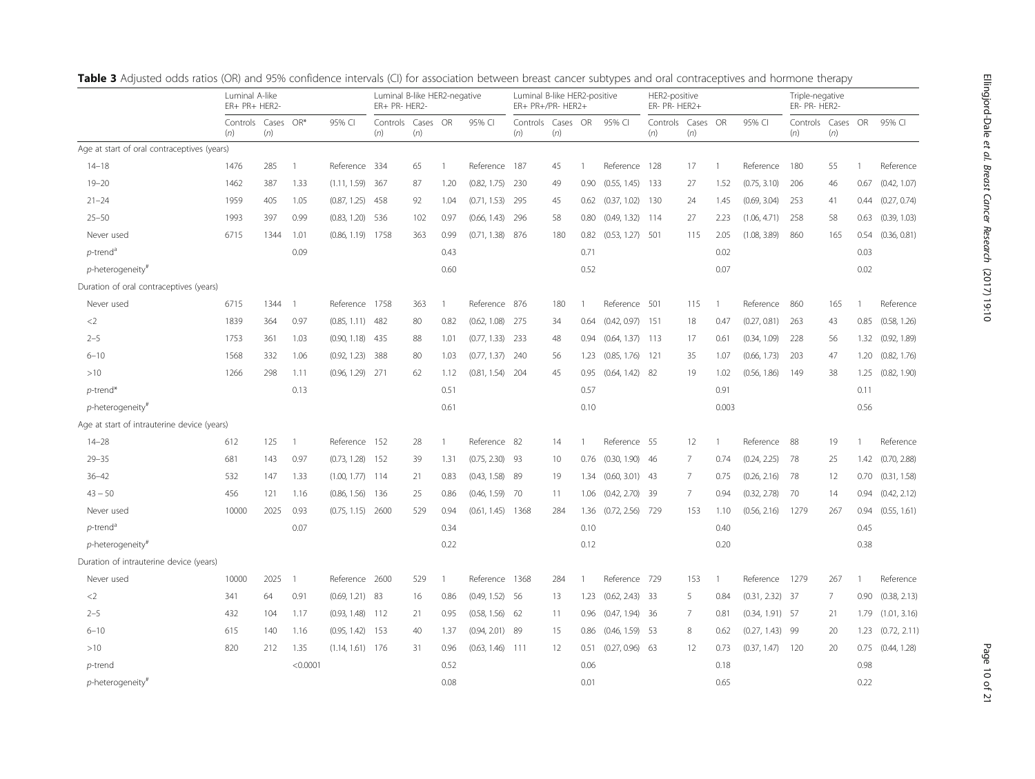**Table 3** Adjusted odds ratios (OR) and 95% confidence intervals (CI) for association between breast cancer subtypes and oral contraceptives and hormone therapy

| | Luminal A-like ER+ PR+ HER2- | | | | Luminal B-like HER2-negative ER+ PR- HER2- | | | | Luminal B-like HER2-positive ER+ PR+/PR- HER2+ | | | | HER2-positive ER- PR- HER2+ | | | | Triple-negative ER- PR- HER2- | | | |
|---|---|---|---|---|---|---|---|---|---|---|---|---|---|---|---|---|---|---|---|---|
| | Controls (n) | Cases (n) | OR* | 95% CI | Controls (n) | Cases (n) | OR | 95% CI | Controls (n) | Cases (n) | OR | 95% CI | Controls (n) | Cases (n) | OR | 95% CI | Controls (n) | Cases (n) | OR | 95% CI |
| Age at start of oral contraceptives (years) | | | | | | | | | | | | | | | | | | | | |
| 14–18 | 1476 | 285 | 1 | Reference | 334 | 65 | 1 | Reference | 187 | 45 | 1 | Reference | 128 | 17 | 1 | Reference | 180 | 55 | 1 | Reference |
| 19–20 | 1462 | 387 | 1.33 | (1.11, 1.59) | 367 | 87 | 1.20 | (0.82, 1.75) | 230 | 49 | 0.90 | (0.55, 1.45) | 133 | 27 | 1.52 | (0.75, 3.10) | 206 | 46 | 0.67 | (0.42, 1.07) |
| 21–24 | 1959 | 405 | 1.05 | (0.87, 1.25) | 458 | 92 | 1.04 | (0.71, 1.53) | 295 | 45 | 0.62 | (0.37, 1.02) | 130 | 24 | 1.45 | (0.69, 3.04) | 253 | 41 | 0.44 | (0.27, 0.74) |
| 25–50 | 1993 | 397 | 0.99 | (0.83, 1.20) | 536 | 102 | 0.97 | (0.66, 1.43) | 296 | 58 | 0.80 | (0.49, 1.32) | 114 | 27 | 2.23 | (1.06, 4.71) | 258 | 58 | 0.63 | (0.39, 1.03) |
| Never used | 6715 | 1344 | 1.01 | (0.86, 1.19) | 1758 | 363 | 0.99 | (0.71, 1.38) | 876 | 180 | 0.82 | (0.53, 1.27) | 501 | 115 | 2.05 | (1.08, 3.89) | 860 | 165 | 0.54 | (0.36, 0.81) |
| p-trend[a] | | | 0.09 | | | | 0.43 | | | | 0.71 | | | | 0.02 | | | | 0.03 | |
| p-heterogeneity[#] | | | | | | | 0.60 | | | | 0.52 | | | | 0.07 | | | | 0.02 | |
| Duration of oral contraceptives (years) | | | | | | | | | | | | | | | | | | | | |
| Never used | 6715 | 1344 | 1 | Reference | 1758 | 363 | 1 | Reference | 876 | 180 | 1 | Reference | 501 | 115 | 1 | Reference | 860 | 165 | 1 | Reference |
| <2 | 1839 | 364 | 0.97 | (0.85, 1.11) | 482 | 80 | 0.82 | (0.62, 1.08) | 275 | 34 | 0.64 | (0.42, 0.97) | 151 | 18 | 0.47 | (0.27, 0.81) | 263 | 43 | 0.85 | (0.58, 1.26) |
| 2–5 | 1753 | 361 | 1.03 | (0.90, 1.18) | 435 | 88 | 1.01 | (0.77, 1.33) | 233 | 48 | 0.94 | (0.64, 1.37) | 113 | 17 | 0.61 | (0.34, 1.09) | 228 | 56 | 1.32 | (0.92, 1.89) |
| 6–10 | 1568 | 332 | 1.06 | (0.92, 1.23) | 388 | 80 | 1.03 | (0.77, 1.37) | 240 | 56 | 1.23 | (0.85, 1.76) | 121 | 35 | 1.07 | (0.66, 1.73) | 203 | 47 | 1.20 | (0.82, 1.76) |
| >10 | 1266 | 298 | 1.11 | (0.96, 1.29) | 271 | 62 | 1.12 | (0.81, 1.54) | 204 | 45 | 0.95 | (0.64, 1.42) | 82 | 19 | 1.02 | (0.56, 1.86) | 149 | 38 | 1.25 | (0.82, 1.90) |
| p-trend* | | | 0.13 | | | | 0.51 | | | | 0.57 | | | | 0.91 | | | | 0.11 | |
| p-heterogeneity[#] | | | | | | | 0.61 | | | | 0.10 | | | | 0.003 | | | | 0.56 | |
| Age at start of intrauterine device (years) | | | | | | | | | | | | | | | | | | | | |
| 14–28 | 612 | 125 | 1 | Reference | 152 | 28 | 1 | Reference | 82 | 14 | 1 | Reference | 55 | 12 | 1 | Reference | 88 | 19 | 1 | Reference |
| 29–35 | 681 | 143 | 0.97 | (0.73, 1.28) | 152 | 39 | 1.31 | (0.75, 2.30) | 93 | 10 | 0.76 | (0.30, 1.90) | 46 | 7 | 0.74 | (0.24, 2.25) | 78 | 25 | 1.42 | (0.70, 2.88) |
| 36–42 | 532 | 147 | 1.33 | (1.00, 1.77) | 114 | 21 | 0.83 | (0.43, 1.58) | 89 | 19 | 1.34 | (0.60, 3.01) | 43 | 7 | 0.75 | (0.26, 2.16) | 78 | 12 | 0.70 | (0.31, 1.58) |
| 43 – 50 | 456 | 121 | 1.16 | (0.86, 1.56) | 136 | 25 | 0.86 | (0.46, 1.59) | 70 | 11 | 1.06 | (0.42, 2.70) | 39 | 7 | 0.94 | (0.32, 2.78) | 70 | 14 | 0.94 | (0.42, 2.12) |
| Never used | 10000 | 2025 | 0.93 | (0.75, 1.15) | 2600 | 529 | 0.94 | (0.61, 1.45) | 1368 | 284 | 1.36 | (0.72, 2.56) | 729 | 153 | 1.10 | (0.56, 2.16) | 1279 | 267 | 0.94 | (0.55, 1.61) |
| p-trend[a] | | | 0.07 | | | | 0.34 | | | | 0.10 | | | | 0.40 | | | | 0.45 | |
| p-heterogeneity[#] | | | | | | | 0.22 | | | | 0.12 | | | | 0.20 | | | | 0.38 | |
| Duration of intrauterine device (years) | | | | | | | | | | | | | | | | | | | | |
| Never used | 10000 | 2025 | 1 | Reference | 2600 | 529 | 1 | Reference | 1368 | 284 | 1 | Reference | 729 | 153 | 1 | Reference | 1279 | 267 | 1 | Reference |
| <2 | 341 | 64 | 0.91 | (0.69, 1.21) | 83 | 16 | 0.86 | (0.49, 1.52) | 56 | 13 | 1.23 | (0.62, 2.43) | 33 | 5 | 0.84 | (0.31, 2.32) | 37 | 7 | 0.90 | (0.38, 2.13) |
| 2–5 | 432 | 104 | 1.17 | (0.93, 1.48) | 112 | 21 | 0.95 | (0.58, 1.56) | 62 | 11 | 0.96 | (0.47, 1.94) | 36 | 7 | 0.81 | (0.34, 1.91) | 57 | 21 | 1.79 | (1.01, 3.16) |
| 6–10 | 615 | 140 | 1.16 | (0.95, 1.42) | 153 | 40 | 1.37 | (0.94, 2.01) | 89 | 15 | 0.86 | (0.46, 1.59) | 53 | 8 | 0.62 | (0.27, 1.43) | 99 | 20 | 1.23 | (0.72, 2.11) |
| >10 | 820 | 212 | 1.35 | (1.14, 1.61) | 176 | 31 | 0.96 | (0.63, 1.46) | 111 | 12 | 0.51 | (0.27, 0.96) | 63 | 12 | 0.73 | (0.37, 1.47) | 120 | 20 | 0.75 | (0.44, 1.28) |
| p-trend | | | <0.0001 | | | | 0.52 | | | | 0.06 | | | | 0.18 | | | | 0.98 | |
| p-heterogeneity[#] | | | | | | | 0.08 | | | | 0.01 | | | | 0.65 | | | | 0.22 | |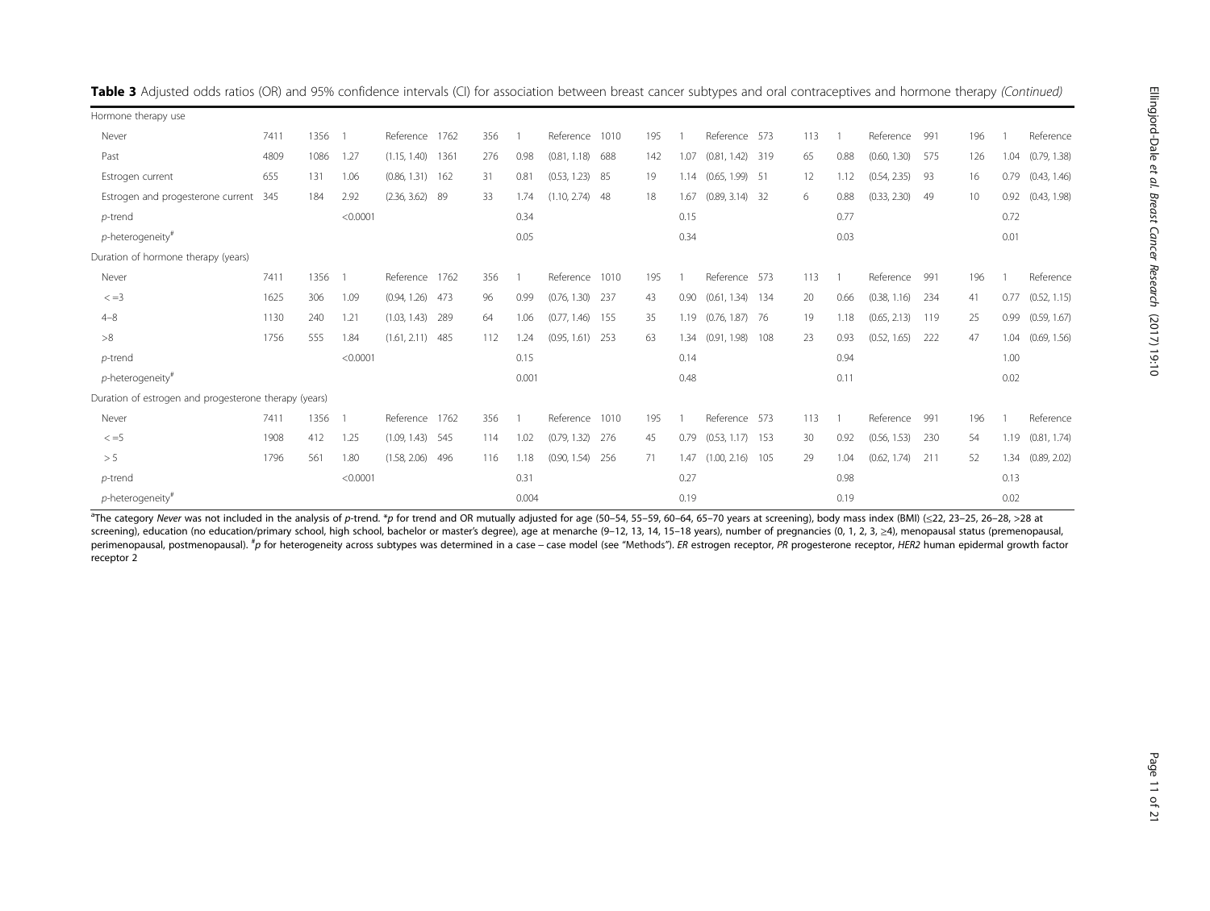**Table 3** Adjusted odds ratios (OR) and 95% confidence intervals (CI) for association between breast cancer subtypes and oral contraceptives and hormone therapy *(Continued)*

| | | | | | | | | | | | | | | | | | | | | |
|---|---|---|---|---|---|---|---|---|---|---|---|---|---|---|---|---|---|---|---|---|
| Hormone therapy use | | | | | | | | | | | | | | | | | | | | |
| Never | 7411 | 1356 | 1 | Reference | 1762 | 356 | 1 | Reference | 1010 | 195 | 1 | Reference | 573 | 113 | 1 | Reference | 991 | 196 | 1 | Reference |
| Past | 4809 | 1086 | 1.27 | (1.15, 1.40) | 1361 | 276 | 0.98 | (0.81, 1.18) | 688 | 142 | 1.07 | (0.81, 1.42) | 319 | 65 | 0.88 | (0.60, 1.30) | 575 | 126 | 1.04 | (0.79, 1.38) |
| Estrogen current | 655 | 131 | 1.06 | (0.86, 1.31) | 162 | 31 | 0.81 | (0.53, 1.23) | 85 | 19 | 1.14 | (0.65, 1.99) | 51 | 12 | 1.12 | (0.54, 2.35) | 93 | 16 | 0.79 | (0.43, 1.46) |
| Estrogen and progesterone current | 345 | 184 | 2.92 | (2.36, 3.62) | 89 | 33 | 1.74 | (1.10, 2.74) | 48 | 18 | 1.67 | (0.89, 3.14) | 32 | 6 | 0.88 | (0.33, 2.30) | 49 | 10 | 0.92 | (0.43, 1.98) |
| *p*-trend | | | <0.0001 | | | | 0.34 | | | | 0.15 | | | | 0.77 | | | | 0.72 | |
| *p*-heterogeneity[#] | | | | | | | 0.05 | | | | 0.34 | | | | 0.03 | | | | 0.01 | |
| Duration of hormone therapy (years) | | | | | | | | | | | | | | | | | | | | |
| Never | 7411 | 1356 | 1 | Reference | 1762 | 356 | 1 | Reference | 1010 | 195 | 1 | Reference | 573 | 113 | 1 | Reference | 991 | 196 | 1 | Reference |
| < =3 | 1625 | 306 | 1.09 | (0.94, 1.26) | 473 | 96 | 0.99 | (0.76, 1.30) | 237 | 43 | 0.90 | (0.61, 1.34) | 134 | 20 | 0.66 | (0.38, 1.16) | 234 | 41 | 0.77 | (0.52, 1.15) |
| 4–8 | 1130 | 240 | 1.21 | (1.03, 1.43) | 289 | 64 | 1.06 | (0.77, 1.46) | 155 | 35 | 1.19 | (0.76, 1.87) | 76 | 19 | 1.18 | (0.65, 2.13) | 119 | 25 | 0.99 | (0.59, 1.67) |
| >8 | 1756 | 555 | 1.84 | (1.61, 2.11) | 485 | 112 | 1.24 | (0.95, 1.61) | 253 | 63 | 1.34 | (0.91, 1.98) | 108 | 23 | 0.93 | (0.52, 1.65) | 222 | 47 | 1.04 | (0.69, 1.56) |
| *p*-trend | | | <0.0001 | | | | 0.15 | | | | 0.14 | | | | 0.94 | | | | 1.00 | |
| *p*-heterogeneity[#] | | | | | | | 0.001 | | | | 0.48 | | | | 0.11 | | | | 0.02 | |
| Duration of estrogen and progesterone therapy (years) | | | | | | | | | | | | | | | | | | | | |
| Never | 7411 | 1356 | 1 | Reference | 1762 | 356 | 1 | Reference | 1010 | 195 | 1 | Reference | 573 | 113 | 1 | Reference | 991 | 196 | 1 | Reference |
| < =5 | 1908 | 412 | 1.25 | (1.09, 1.43) | 545 | 114 | 1.02 | (0.79, 1.32) | 276 | 45 | 0.79 | (0.53, 1.17) | 153 | 30 | 0.92 | (0.56, 1.53) | 230 | 54 | 1.19 | (0.81, 1.74) |
| > 5 | 1796 | 561 | 1.80 | (1.58, 2.06) | 496 | 116 | 1.18 | (0.90, 1.54) | 256 | 71 | 1.47 | (1.00, 2.16) | 105 | 29 | 1.04 | (0.62, 1.74) | 211 | 52 | 1.34 | (0.89, 2.02) |
| *p*-trend | | | <0.0001 | | | | 0.31 | | | | 0.27 | | | | 0.98 | | | | 0.13 | |
| *p*-heterogeneity[#] | | | | | | | 0.004 | | | | 0.19 | | | | 0.19 | | | | 0.02 | |

[a]The category *Never* was not included in the analysis of *p*-trend. **p* for trend and OR mutually adjusted for age (50–54, 55–59, 60–64, 65–70 years at screening), body mass index (BMI) (≤22, 23–25, 26–28, >28 at screening), education (no education/primary school, high school, bachelor or master's degree), age at menarche (9–12, 13, 14, 15–18 years), number of pregnancies (0, 1, 2, 3, ≥4), menopausal status (premenopausal, perimenopausal, postmenopausal). [#]*p* for heterogeneity across subtypes was determined in a case – case model (see "Methods"). *ER* estrogen receptor, *PR* progesterone receptor, *HER2* human epidermal growth factor receptor 2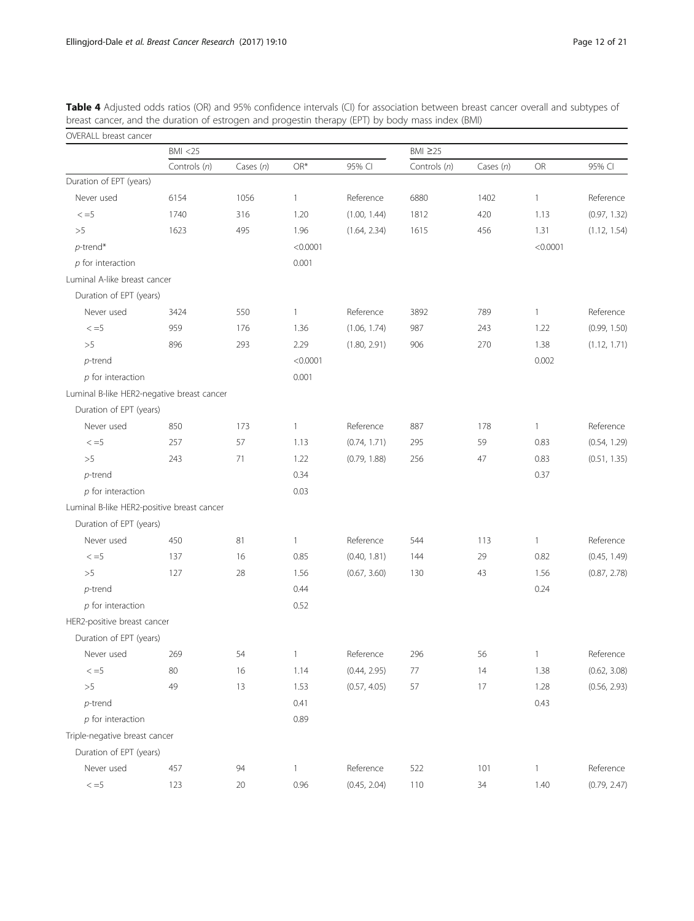**Table 4** Adjusted odds ratios (OR) and 95% confidence intervals (CI) for association between breast cancer overall and subtypes of breast cancer, and the duration of estrogen and progestin therapy (EPT) by body mass index (BMI)

| OVERALL breast cancer | BMI <25 | | | | BMI ≥25 | | | |
|---|---|---|---|---|---|---|---|---|
| | Controls (*n*) | Cases (*n*) | OR* | 95% CI | Controls (*n*) | Cases (*n*) | OR | 95% CI |
| Duration of EPT (years) | | | | | | | | |
| Never used | 6154 | 1056 | 1 | Reference | 6880 | 1402 | 1 | Reference |
| < =5 | 1740 | 316 | 1.20 | (1.00, 1.44) | 1812 | 420 | 1.13 | (0.97, 1.32) |
| >5 | 1623 | 495 | 1.96 | (1.64, 2.34) | 1615 | 456 | 1.31 | (1.12, 1.54) |
| *p*-trend* | | | <0.0001 | | | | <0.0001 | |
| *p* for interaction | | | 0.001 | | | | | |
| Luminal A-like breast cancer | | | | | | | | |
| Duration of EPT (years) | | | | | | | | |
| Never used | 3424 | 550 | 1 | Reference | 3892 | 789 | 1 | Reference |
| < =5 | 959 | 176 | 1.36 | (1.06, 1.74) | 987 | 243 | 1.22 | (0.99, 1.50) |
| >5 | 896 | 293 | 2.29 | (1.80, 2.91) | 906 | 270 | 1.38 | (1.12, 1.71) |
| *p*-trend | | | <0.0001 | | | | 0.002 | |
| *p* for interaction | | | 0.001 | | | | | |
| Luminal B-like HER2-negative breast cancer | | | | | | | | |
| Duration of EPT (years) | | | | | | | | |
| Never used | 850 | 173 | 1 | Reference | 887 | 178 | 1 | Reference |
| < =5 | 257 | 57 | 1.13 | (0.74, 1.71) | 295 | 59 | 0.83 | (0.54, 1.29) |
| >5 | 243 | 71 | 1.22 | (0.79, 1.88) | 256 | 47 | 0.83 | (0.51, 1.35) |
| *p*-trend | | | 0.34 | | | | 0.37 | |
| *p* for interaction | | | 0.03 | | | | | |
| Luminal B-like HER2-positive breast cancer | | | | | | | | |
| Duration of EPT (years) | | | | | | | | |
| Never used | 450 | 81 | 1 | Reference | 544 | 113 | 1 | Reference |
| < =5 | 137 | 16 | 0.85 | (0.40, 1.81) | 144 | 29 | 0.82 | (0.45, 1.49) |
| >5 | 127 | 28 | 1.56 | (0.67, 3.60) | 130 | 43 | 1.56 | (0.87, 2.78) |
| *p*-trend | | | 0.44 | | | | 0.24 | |
| *p* for interaction | | | 0.52 | | | | | |
| HER2-positive breast cancer | | | | | | | | |
| Duration of EPT (years) | | | | | | | | |
| Never used | 269 | 54 | 1 | Reference | 296 | 56 | 1 | Reference |
| < =5 | 80 | 16 | 1.14 | (0.44, 2.95) | 77 | 14 | 1.38 | (0.62, 3.08) |
| >5 | 49 | 13 | 1.53 | (0.57, 4.05) | 57 | 17 | 1.28 | (0.56, 2.93) |
| *p*-trend | | | 0.41 | | | | 0.43 | |
| *p* for interaction | | | 0.89 | | | | | |
| Triple-negative breast cancer | | | | | | | | |
| Duration of EPT (years) | | | | | | | | |
| Never used | 457 | 94 | 1 | Reference | 522 | 101 | 1 | Reference |
| < =5 | 123 | 20 | 0.96 | (0.45, 2.04) | 110 | 34 | 1.40 | (0.79, 2.47) |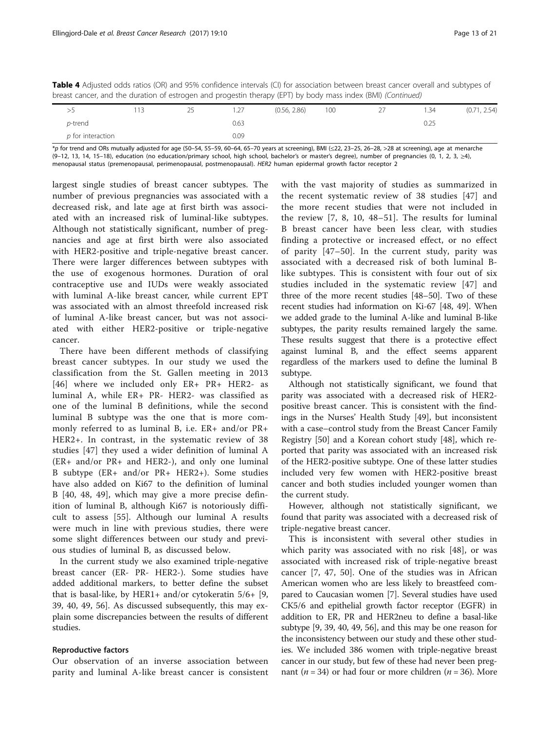**Table 4** Adjusted odds ratios (OR) and 95% confidence intervals (CI) for association between breast cancer overall and subtypes of breast cancer, and the duration of estrogen and progestin therapy (EPT) by body mass index (BMI) *(Continued)*

| | | | | | | | | |
|---|---|---|---|---|---|---|---|---|
| >5 | 113 | 25 | 1.27 | (0.56, 2.86) | 100 | 27 | 1.34 | (0.71, 2.54) |
| *p*-trend | | | 0.63 | | | | 0.25 | |
| *p* for interaction | | | 0.09 | | | | | |

*p for trend and ORs mutually adjusted for age (50–54, 55–59, 60–64, 65–70 years at screening), BMI (≤22, 23–25, 26–28, >28 at screening), age at menarche (9–12, 13, 14, 15–18), education (no education/primary school, high school, bachelor's or master's degree), number of pregnancies (0, 1, 2, 3, ≥4), menopausal status (premenopausal, perimenopausal, postmenopausal). *HER2* human epidermal growth factor receptor 2

largest single studies of breast cancer subtypes. The number of previous pregnancies was associated with a decreased risk, and late age at first birth was associated with an increased risk of luminal-like subtypes. Although not statistically significant, number of pregnancies and age at first birth were also associated with HER2-positive and triple-negative breast cancer. There were larger differences between subtypes with the use of exogenous hormones. Duration of oral contraceptive use and IUDs were weakly associated with luminal A-like breast cancer, while current EPT was associated with an almost threefold increased risk of luminal A-like breast cancer, but was not associated with either HER2-positive or triple-negative cancer.

There have been different methods of classifying breast cancer subtypes. In our study we used the classification from the St. Gallen meeting in 2013 [46] where we included only ER+ PR+ HER2- as luminal A, while ER+ PR- HER2- was classified as one of the luminal B definitions, while the second luminal B subtype was the one that is more commonly referred to as luminal B, i.e. ER+ and/or PR+ HER2+. In contrast, in the systematic review of 38 studies [47] they used a wider definition of luminal A (ER+ and/or PR+ and HER2-), and only one luminal B subtype (ER+ and/or PR+ HER2+). Some studies have also added on Ki67 to the definition of luminal B [40, 48, 49], which may give a more precise definition of luminal B, although Ki67 is notoriously difficult to assess [55]. Although our luminal A results were much in line with previous studies, there were some slight differences between our study and previous studies of luminal B, as discussed below.

In the current study we also examined triple-negative breast cancer (ER- PR- HER2-). Some studies have added additional markers, to better define the subset that is basal-like, by HER1+ and/or cytokeratin 5/6+ [9, 39, 40, 49, 56]. As discussed subsequently, this may explain some discrepancies between the results of different studies.

### Reproductive factors

Our observation of an inverse association between parity and luminal A-like breast cancer is consistent with the vast majority of studies as summarized in the recent systematic review of 38 studies [47] and the more recent studies that were not included in the review [7, 8, 10, 48–51]. The results for luminal B breast cancer have been less clear, with studies finding a protective or increased effect, or no effect of parity [47–50]. In the current study, parity was associated with a decreased risk of both luminal B-like subtypes. This is consistent with four out of six studies included in the systematic review [47] and three of the more recent studies [48–50]. Two of these recent studies had information on Ki-67 [48, 49]. When we added grade to the luminal A-like and luminal B-like subtypes, the parity results remained largely the same. These results suggest that there is a protective effect against luminal B, and the effect seems apparent regardless of the markers used to define the luminal B subtype.

Although not statistically significant, we found that parity was associated with a decreased risk of HER2-positive breast cancer. This is consistent with the findings in the Nurses' Health Study [49], but inconsistent with a case–control study from the Breast Cancer Family Registry [50] and a Korean cohort study [48], which reported that parity was associated with an increased risk of the HER2-positive subtype. One of these latter studies included very few women with HER2-positive breast cancer and both studies included younger women than the current study.

However, although not statistically significant, we found that parity was associated with a decreased risk of triple-negative breast cancer.

This is inconsistent with several other studies in which parity was associated with no risk [48], or was associated with increased risk of triple-negative breast cancer [7, 47, 50]. One of the studies was in African American women who are less likely to breastfeed compared to Caucasian women [7]. Several studies have used CK5/6 and epithelial growth factor receptor (EGFR) in addition to ER, PR and HER2neu to define a basal-like subtype [9, 39, 40, 49, 56], and this may be one reason for the inconsistency between our study and these other studies. We included 386 women with triple-negative breast cancer in our study, but few of these had never been pregnant ($n = 34$) or had four or more children ($n = 36$). More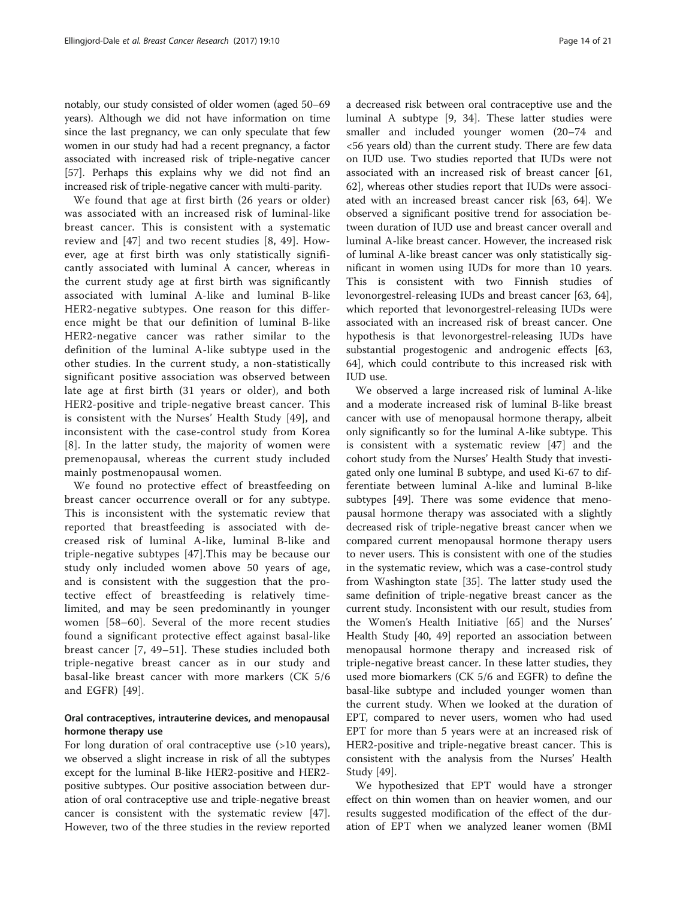notably, our study consisted of older women (aged 50–69 years). Although we did not have information on time since the last pregnancy, we can only speculate that few women in our study had had a recent pregnancy, a factor associated with increased risk of triple-negative cancer [57]. Perhaps this explains why we did not find an increased risk of triple-negative cancer with multi-parity.

We found that age at first birth (26 years or older) was associated with an increased risk of luminal-like breast cancer. This is consistent with a systematic review and [47] and two recent studies [8, 49]. However, age at first birth was only statistically significantly associated with luminal A cancer, whereas in the current study age at first birth was significantly associated with luminal A-like and luminal B-like HER2-negative subtypes. One reason for this difference might be that our definition of luminal B-like HER2-negative cancer was rather similar to the definition of the luminal A-like subtype used in the other studies. In the current study, a non-statistically significant positive association was observed between late age at first birth (31 years or older), and both HER2-positive and triple-negative breast cancer. This is consistent with the Nurses' Health Study [49], and inconsistent with the case-control study from Korea [8]. In the latter study, the majority of women were premenopausal, whereas the current study included mainly postmenopausal women.

We found no protective effect of breastfeeding on breast cancer occurrence overall or for any subtype. This is inconsistent with the systematic review that reported that breastfeeding is associated with decreased risk of luminal A-like, luminal B-like and triple-negative subtypes [47].This may be because our study only included women above 50 years of age, and is consistent with the suggestion that the protective effect of breastfeeding is relatively time-limited, and may be seen predominantly in younger women [58–60]. Several of the more recent studies found a significant protective effect against basal-like breast cancer [7, 49–51]. These studies included both triple-negative breast cancer as in our study and basal-like breast cancer with more markers (CK 5/6 and EGFR) [49].

### Oral contraceptives, intrauterine devices, and menopausal hormone therapy use

For long duration of oral contraceptive use (>10 years), we observed a slight increase in risk of all the subtypes except for the luminal B-like HER2-positive and HER2-positive subtypes. Our positive association between duration of oral contraceptive use and triple-negative breast cancer is consistent with the systematic review [47]. However, two of the three studies in the review reported a decreased risk between oral contraceptive use and the luminal A subtype [9, 34]. These latter studies were smaller and included younger women (20–74 and <56 years old) than the current study. There are few data on IUD use. Two studies reported that IUDs were not associated with an increased risk of breast cancer [61, 62], whereas other studies report that IUDs were associated with an increased breast cancer risk [63, 64]. We observed a significant positive trend for association between duration of IUD use and breast cancer overall and luminal A-like breast cancer. However, the increased risk of luminal A-like breast cancer was only statistically significant in women using IUDs for more than 10 years. This is consistent with two Finnish studies of levonorgestrel-releasing IUDs and breast cancer [63, 64], which reported that levonorgestrel-releasing IUDs were associated with an increased risk of breast cancer. One hypothesis is that levonorgestrel-releasing IUDs have substantial progestogenic and androgenic effects [63, 64], which could contribute to this increased risk with IUD use.

We observed a large increased risk of luminal A-like and a moderate increased risk of luminal B-like breast cancer with use of menopausal hormone therapy, albeit only significantly so for the luminal A-like subtype. This is consistent with a systematic review [47] and the cohort study from the Nurses' Health Study that investigated only one luminal B subtype, and used Ki-67 to differentiate between luminal A-like and luminal B-like subtypes [49]. There was some evidence that menopausal hormone therapy was associated with a slightly decreased risk of triple-negative breast cancer when we compared current menopausal hormone therapy users to never users. This is consistent with one of the studies in the systematic review, which was a case-control study from Washington state [35]. The latter study used the same definition of triple-negative breast cancer as the current study. Inconsistent with our result, studies from the Women's Health Initiative [65] and the Nurses' Health Study [40, 49] reported an association between menopausal hormone therapy and increased risk of triple-negative breast cancer. In these latter studies, they used more biomarkers (CK 5/6 and EGFR) to define the basal-like subtype and included younger women than the current study. When we looked at the duration of EPT, compared to never users, women who had used EPT for more than 5 years were at an increased risk of HER2-positive and triple-negative breast cancer. This is consistent with the analysis from the Nurses' Health Study [49].

We hypothesized that EPT would have a stronger effect on thin women than on heavier women, and our results suggested modification of the effect of the duration of EPT when we analyzed leaner women (BMI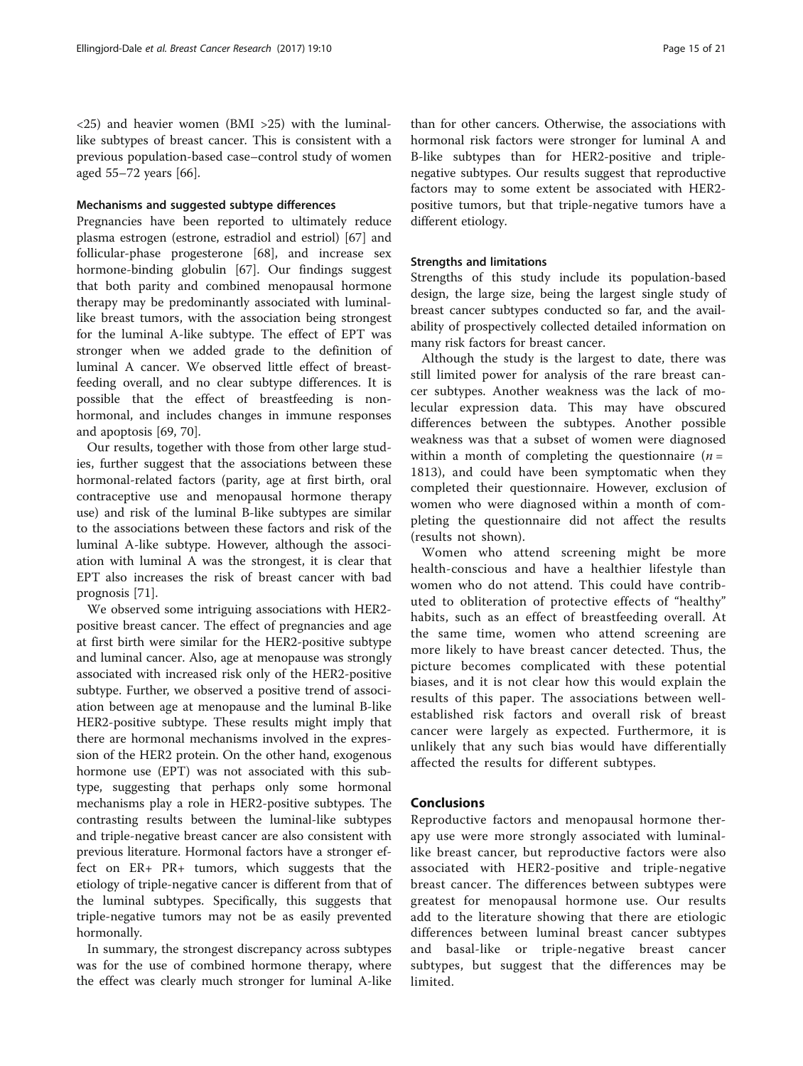<25) and heavier women (BMI >25) with the luminal-like subtypes of breast cancer. This is consistent with a previous population-based case–control study of women aged 55–72 years [66].

### Mechanisms and suggested subtype differences

Pregnancies have been reported to ultimately reduce plasma estrogen (estrone, estradiol and estriol) [67] and follicular-phase progesterone [68], and increase sex hormone-binding globulin [67]. Our findings suggest that both parity and combined menopausal hormone therapy may be predominantly associated with luminal-like breast tumors, with the association being strongest for the luminal A-like subtype. The effect of EPT was stronger when we added grade to the definition of luminal A cancer. We observed little effect of breastfeeding overall, and no clear subtype differences. It is possible that the effect of breastfeeding is non-hormonal, and includes changes in immune responses and apoptosis [69, 70].

Our results, together with those from other large studies, further suggest that the associations between these hormonal-related factors (parity, age at first birth, oral contraceptive use and menopausal hormone therapy use) and risk of the luminal B-like subtypes are similar to the associations between these factors and risk of the luminal A-like subtype. However, although the association with luminal A was the strongest, it is clear that EPT also increases the risk of breast cancer with bad prognosis [71].

We observed some intriguing associations with HER2-positive breast cancer. The effect of pregnancies and age at first birth were similar for the HER2-positive subtype and luminal cancer. Also, age at menopause was strongly associated with increased risk only of the HER2-positive subtype. Further, we observed a positive trend of association between age at menopause and the luminal B-like HER2-positive subtype. These results might imply that there are hormonal mechanisms involved in the expression of the HER2 protein. On the other hand, exogenous hormone use (EPT) was not associated with this subtype, suggesting that perhaps only some hormonal mechanisms play a role in HER2-positive subtypes. The contrasting results between the luminal-like subtypes and triple-negative breast cancer are also consistent with previous literature. Hormonal factors have a stronger effect on ER+ PR+ tumors, which suggests that the etiology of triple-negative cancer is different from that of the luminal subtypes. Specifically, this suggests that triple-negative tumors may not be as easily prevented hormonally.

In summary, the strongest discrepancy across subtypes was for the use of combined hormone therapy, where the effect was clearly much stronger for luminal A-like than for other cancers. Otherwise, the associations with hormonal risk factors were stronger for luminal A and B-like subtypes than for HER2-positive and triple-negative subtypes. Our results suggest that reproductive factors may to some extent be associated with HER2-positive tumors, but that triple-negative tumors have a different etiology.

### Strengths and limitations

Strengths of this study include its population-based design, the large size, being the largest single study of breast cancer subtypes conducted so far, and the availability of prospectively collected detailed information on many risk factors for breast cancer.

Although the study is the largest to date, there was still limited power for analysis of the rare breast cancer subtypes. Another weakness was the lack of molecular expression data. This may have obscured differences between the subtypes. Another possible weakness was that a subset of women were diagnosed within a month of completing the questionnaire ($n$ = 1813), and could have been symptomatic when they completed their questionnaire. However, exclusion of women who were diagnosed within a month of completing the questionnaire did not affect the results (results not shown).

Women who attend screening might be more health-conscious and have a healthier lifestyle than women who do not attend. This could have contributed to obliteration of protective effects of "healthy" habits, such as an effect of breastfeeding overall. At the same time, women who attend screening are more likely to have breast cancer detected. Thus, the picture becomes complicated with these potential biases, and it is not clear how this would explain the results of this paper. The associations between well-established risk factors and overall risk of breast cancer were largely as expected. Furthermore, it is unlikely that any such bias would have differentially affected the results for different subtypes.

## Conclusions

Reproductive factors and menopausal hormone therapy use were more strongly associated with luminal-like breast cancer, but reproductive factors were also associated with HER2-positive and triple-negative breast cancer. The differences between subtypes were greatest for menopausal hormone use. Our results add to the literature showing that there are etiologic differences between luminal breast cancer subtypes and basal-like or triple-negative breast cancer subtypes, but suggest that the differences may be limited.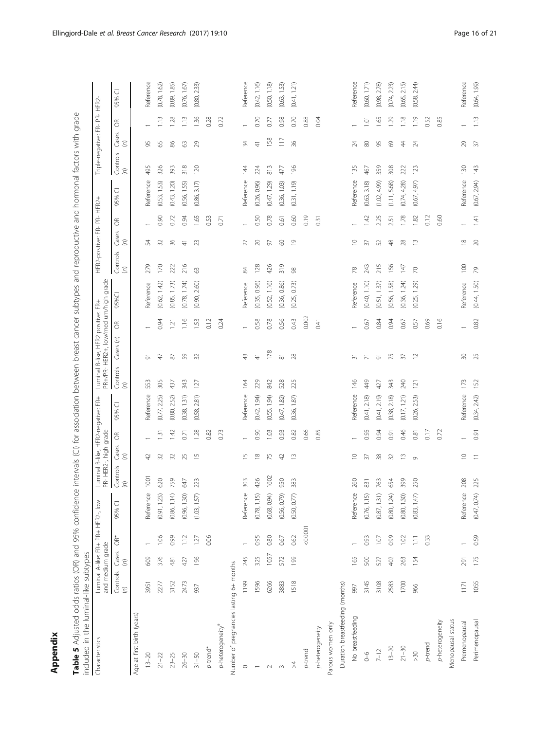# Appendix

**Table 5** Adjusted odds ratios (OR) and 95% confidence intervals (CI) for association between breast cancer subtypes and reproductive and hormonal factors with grade included in the luminal-like subtypes

| Characteristics | Luminal A-like: ER+ PR+ HER2-, low and medium grade | | | | Luminal B-like, HER2-negative: ER+ PR- HER2-, high grade | | | | Luminal B-like, HER2 positive: ER+ PR+/PR- HER2+, low/medium/high grade | | | | HER2-positive: ER- PR- HER2+ | | | | Triple-negative: ER- PR- HER2- | | | |
|---|---|---|---|---|---|---|---|---|---|---|---|---|---|---|---|---|---|---|---|---|
| | Controls (n) | Cases (n) | OR* | 95% CI | Controls (n) | Cases (n) | OR | 95% CI | Controls (n) | Cases (n) | OR | 95%CI | Controls (n) | Cases (n) | OR | 95% CI | Controls (n) | Cases (n) | OR | 95% CI |
| Age at first birth (years) | | | | | | | | | | | | | | | | | | | | |
| 13–20 | 3951 | 609 | 1 | Reference | 1001 | 42 | 1 | Reference | 553 | 91 | 1 | Reference | 279 | 54 | 1 | Reference | 495 | 95 | 1 | Reference |
| 21–22 | 2277 | 376 | 1.06 | (0.91, 1.23) | 620 | 32 | 1.31 | (0.77, 2.25) | 305 | 47 | 0.94 | (0.62, 1.42) | 170 | 32 | 0.90 | (0.53, 1.53) | 326 | 65 | 1.13 | (0.78, 1.62) |
| 23–25 | 3152 | 481 | 0.99 | (0.86, 1.14) | 759 | 32 | 1.42 | (0.80, 2.52) | 437 | 87 | 1.21 | (0.85, 1.73) | 222 | 36 | 0.72 | (0.43, 1.20) | 393 | 86 | 1.28 | (0.89, 1.85) |
| 26–30 | 2473 | 427 | 1.12 | (0.96, 1.30) | 647 | 25 | 0.71 | (0.38, 1.31) | 343 | 59 | 1.16 | (0.78, 1.74) | 216 | 41 | 0.94 | (0.56, 1.55) | 318 | 63 | 1.13 | (0.76, 1.67) |
| 31–50 | 937 | 196 | 1.27 | (1.03, 1.57) | 223 | 15 | 1.28 | (0.58, 2.81) | 127 | 32 | 1.53 | (0.90, 2.60) | 63 | 23 | 1.65 | (0.86, 3.17) | 120 | 29 | 1.36 | (0.80, 2.33) |
| p-trend* | | | 0.06 | | | | 0.82 | | | | 0.12 | | | | 0.53 | | | | 0.28 | |
| p-heterogeneity# | | | | | | | 0.73 | | | | 0.24 | | | | 0.71 | | | | 0.72 | |
| Number of pregnancies lasting 6+ months | | | | | | | | | | | | | | | | | | | | |
| 0 | 1199 | 245 | 1 | Reference | 303 | 15 | 1 | Reference | 164 | 43 | 1 | Reference | 84 | 27 | 1 | Reference | 144 | 34 | 1 | Reference |
| 1 | 1596 | 325 | 0.95 | (0.78, 1.15) | 426 | 18 | 0.90 | (0.42, 1.94) | 229 | 41 | 0.58 | (0.35, 0.96) | 128 | 20 | 0.50 | (0.26, 0.96) | 224 | 41 | 0.70 | (0.42, 1.16) |
| 2 | 6266 | 1057 | 0.80 | (0.68, 0.94) | 1602 | 75 | 1.03 | (0.55, 1.94) | 842 | 178 | 0.78 | (0.52, 1.16) | 426 | 97 | 0.78 | (0.47, 1.29) | 813 | 158 | 0.77 | (0.50, 1.18) |
| 3 | 3883 | 572 | 0.67 | (0.56, 0.79) | 950 | 42 | 0.93 | (0.47, 1.82) | 528 | 81 | 0.56 | (0.36, 0.86) | 319 | 60 | 0.61 | (0.36, 1.03) | 477 | 117 | 0.98 | (0.63, 1.53) |
| ≥4 | 1518 | 199 | 0.62 | (0.50, 0.77) | 383 | 13 | 0.82 | (0.36, 1.87) | 225 | 28 | 0.43 | (0.25, 0.73) | 98 | 19 | 0.60 | (0.31, 1.19) | 196 | 36 | 0.70 | (0.41, 1.21) |
| p-trend | | | <0.0001 | | | | 0.66 | | | | 0.002 | | | | 0.19 | | | | 0.88 | |
| p-heterogeneity | | | | | | | 0.85 | | | | 0.41 | | | | 0.31 | | | | 0.04 | |
| Parous women only | | | | | | | | | | | | | | | | | | | | |
| Duration breastfeeding (months) | | | | | | | | | | | | | | | | | | | | |
| No breastfeeding | 997 | 165 | 1 | Reference | 260 | 10 | 1 | Reference | 146 | 31 | 1 | Reference | 78 | 10 | 1 | Reference | 135 | 24 | 1 | Reference |
| 0–6 | 3145 | 500 | 0.93 | (0.76, 1.15) | 831 | 37 | 0.95 | (0.41, 2.18) | 449 | 71 | 0.67 | (0.40, 1.10) | 243 | 37 | 1.42 | (0.63, 3.18) | 467 | 80 | 1.01 | (0.60, 1.71) |
| 7–12 | 3108 | 527 | 1.07 | (0.87, 1.31) | 763 | 38 | 0.94 | (0.41, 2.19) | 427 | 91 | 0.84 | (0.51, 1.37) | 215 | 52 | 2.25 | (1.02, 4.99) | 359 | 95 | 1.65 | (0.98, 2.78) |
| 13–20 | 2583 | 402 | 0.99 | (0.80, 1.24) | 654 | 32 | 0.91 | (0.38, 2.18) | 343 | 75 | 0.94 | (0.56, 1.58) | 156 | 48 | 2.51 | (1.11, 5.68) | 308 | 69 | 1.29 | (0.74, 2.23) |
| 21–30 | 1700 | 263 | 1.02 | (0.80, 1.30) | 399 | 13 | 0.46 | (0.17, 1.21) | 240 | 37 | 0.67 | (0.36, 1.24) | 147 | 28 | 1.78 | (0.74, 4.28) | 222 | 44 | 1.18 | (0.65, 2.15) |
| >30 | 966 | 154 | 1.11 | (0.83, 1.47) | 250 | 9 | 0.81 | (0.26, 2.53) | 121 | 12 | 0.57 | (0.25, 1.29) | 70 | 13 | 1.82 | (0.67, 4.97) | 123 | 24 | 1.19 | (0.58, 2.44) |
| p-trend | | | 0.33 | | | | 0.17 | | | | 0.69 | | | | 0.12 | | | | 0.52 | |
| p-heterogeneity | | | | | | | 0.72 | | | | 0.16 | | | | 0.60 | | | | 0.85 | |
| Menopausal status | | | | | | | | | | | | | | | | | | | | |
| Premenopausal | 1171 | 291 | 1 | Reference | 208 | 10 | 1 | Reference | 173 | 30 | 1 | Reference | 100 | 18 | 1 | Reference | 130 | 29 | 1 | Reference |
| Perimenopausal | 1055 | 175 | 0.59 | (0.47, 0.74) | 225 | 11 | 0.91 | (0.34, 2.42) | 152 | 25 | 0.82 | (0.44, 1.50) | 79 | 20 | 1.41 | (0.67, 2.94) | 143 | 37 | 1.13 | (0.64, 1.99) |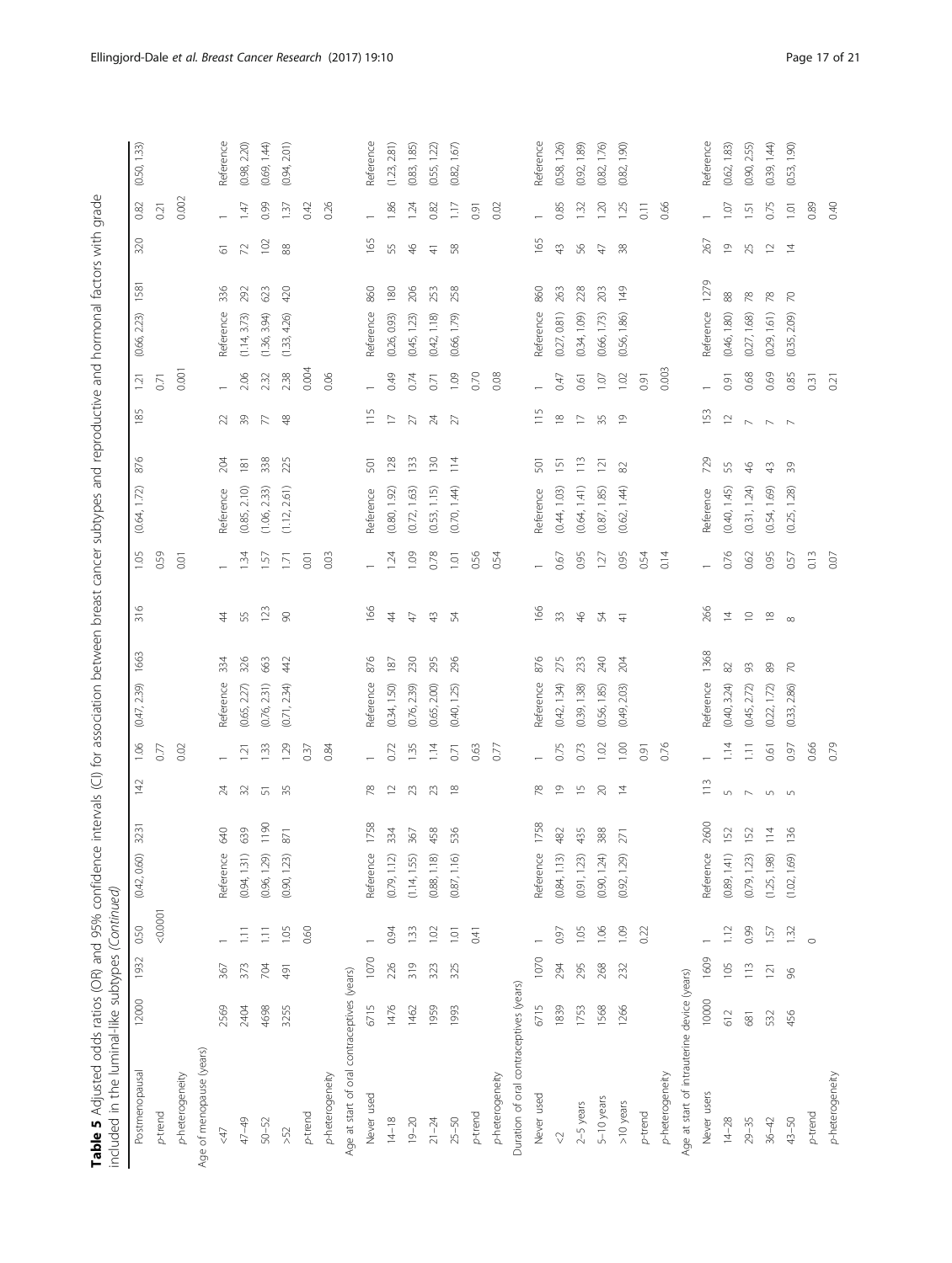**Table 5** Adjusted odds ratios (OR) and 95% confidence intervals (CI) for association between breast cancer subtypes and reproductive and hormonal factors with grade included in the luminal-like subtypes *(Continued)*

| | Controls | Cases | OR | 95% CI | Controls | Cases | OR | 95% CI | Controls | Cases | OR | 95% CI | Controls | Cases | OR | 95% CI | Controls | Cases | OR | 95% CI |
|---|---|---|---|---|---|---|---|---|---|---|---|---|---|---|---|---|---|---|---|---|
| Postmenopausal | 12000 | 1932 | 0.50 | (0.42, 0.60) | 3231 | 142 | 1.06 | (0.47, 2.39) | 1663 | 316 | 1.05 | (0.64, 1.72) | 876 | 185 | 1.21 | (0.66, 2.23) | 1581 | 320 | 0.82 | (0.50, 1.33) |
| *p*-trend | | | <0.0001 | | | | 0.77 | | | | 0.59 | | | | 0.71 | | | | 0.21 | |
| *p*-heterogeneity | | | | | | | 0.02 | | | | 0.01 | | | | 0.001 | | | | 0.002 | |
| Age of menopause (years) | | | | | | | | | | | | | | | | | | | | |
| <47 | 2569 | 367 | 1 | Reference | 640 | 24 | 1 | Reference | 334 | 44 | 1 | Reference | 204 | 22 | 1 | Reference | 336 | 61 | 1 | Reference |
| 47–49 | 2404 | 373 | 1.11 | (0.94, 1.31) | 639 | 32 | 1.21 | (0.65, 2.27) | 326 | 55 | 1.34 | (0.85, 2.10) | 181 | 39 | 2.06 | (1.14, 3.73) | 292 | 72 | 1.47 | (0.98, 2.20) |
| 50–52 | 4698 | 704 | 1.11 | (0.96, 1.29) | 1190 | 51 | 1.33 | (0.76, 2.31) | 663 | 123 | 1.57 | (1.06, 2.33) | 338 | 77 | 2.32 | (1.36, 3.94) | 623 | 102 | 0.99 | (0.69, 1.44) |
| >52 | 3255 | 491 | 1.05 | (0.90, 1.23) | 871 | 35 | 1.29 | (0.71, 2.34) | 442 | 90 | 1.71 | (1.12, 2.61) | 225 | 48 | 2.38 | (1.33, 4.26) | 420 | 88 | 1.37 | (0.94, 2.01) |
| *p*-trend | | | 0.60 | | | | 0.37 | | | | 0.01 | | | | 0.004 | | | | 0.42 | |
| *p*-heterogeneity | | | | | | | 0.84 | | | | 0.03 | | | | 0.06 | | | | 0.26 | |
| Age at start of oral contraceptives (years) | | | | | | | | | | | | | | | | | | | | |
| Never used | 6715 | 1070 | 1 | Reference | 1758 | 78 | 1 | Reference | 876 | 166 | 1 | Reference | 501 | 115 | 1 | Reference | 860 | 165 | 1 | Reference |
| 14–18 | 1476 | 226 | 0.94 | (0.79, 1.12) | 334 | 12 | 0.72 | (0.34, 1.50) | 187 | 44 | 1.24 | (0.80, 1.92) | 128 | 17 | 0.49 | (0.26, 0.93) | 180 | 55 | 1.86 | (1.23, 2.81) |
| 19–20 | 1462 | 319 | 1.33 | (1.14, 1.55) | 367 | 23 | 1.35 | (0.76, 2.39) | 230 | 47 | 1.09 | (0.72, 1.63) | 133 | 27 | 0.74 | (0.45, 1.23) | 206 | 46 | 1.24 | (0.83, 1.85) |
| 21–24 | 1959 | 323 | 1.02 | (0.88, 1.18) | 458 | 23 | 1.14 | (0.65, 2.00) | 295 | 43 | 0.78 | (0.53, 1.15) | 130 | 24 | 0.71 | (0.42, 1.18) | 253 | 41 | 0.82 | (0.55, 1.22) |
| 25–50 | 1993 | 325 | 1.01 | (0.87, 1.16) | 536 | 18 | 0.71 | (0.40, 1.25) | 296 | 54 | 1.01 | (0.70, 1.44) | 114 | 27 | 1.09 | (0.66, 1.79) | 258 | 58 | 1.17 | (0.82, 1.67) |
| *p*-trend | | | 0.41 | | | | 0.63 | | | | 0.56 | | | | 0.70 | | | | 0.91 | |
| *p*-heterogeneity | | | | | | | 0.77 | | | | 0.54 | | | | 0.08 | | | | 0.02 | |
| Duration of oral contraceptives (years) | | | | | | | | | | | | | | | | | | | | |
| Never used | 6715 | 1070 | 1 | Reference | 1758 | 78 | 1 | Reference | 876 | 166 | 1 | Reference | 501 | 115 | 1 | Reference | 860 | 165 | 1 | Reference |
| <2 | 1839 | 294 | 0.97 | (0.84, 1.13) | 482 | 19 | 0.75 | (0.42, 1.34) | 275 | 33 | 0.67 | (0.44, 1.03) | 151 | 18 | 0.47 | (0.27, 0.81) | 263 | 43 | 0.85 | (0.58, 1.26) |
| 2–5 years | 1753 | 295 | 1.05 | (0.91, 1.23) | 435 | 15 | 0.73 | (0.39, 1.38) | 233 | 46 | 0.95 | (0.64, 1.41) | 113 | 17 | 0.61 | (0.34, 1.09) | 228 | 56 | 1.32 | (0.92, 1.89) |
| 5–10 years | 1568 | 268 | 1.06 | (0.90, 1.24) | 388 | 20 | 1.02 | (0.56, 1.85) | 240 | 54 | 1.27 | (0.87, 1.85) | 121 | 35 | 1.07 | (0.66, 1.73) | 203 | 47 | 1.20 | (0.82, 1.76) |
| >10 years | 1266 | 232 | 1.09 | (0.92, 1.29) | 271 | 14 | 1.00 | (0.49, 2.03) | 204 | 41 | 0.95 | (0.62, 1.44) | 82 | 19 | 1.02 | (0.56, 1.86) | 149 | 38 | 1.25 | (0.82, 1.90) |
| *p*-trend | | | 0.22 | | | | 0.91 | | | | 0.54 | | | | 0.91 | | | | 0.11 | |
| *p*-heterogeneity | | | | | | | 0.76 | | | | 0.14 | | | | 0.003 | | | | 0.66 | |
| Age at start of intrauterine device (years) | | | | | | | | | | | | | | | | | | | | |
| Never users | 10000 | 1609 | 1 | Reference | 2600 | 113 | 1 | Reference | 1368 | 266 | 1 | Reference | 729 | 153 | 1 | Reference | 1279 | 267 | 1 | Reference |
| 14–28 | 612 | 105 | 1.12 | (0.89, 1.41) | 152 | 5 | 1.14 | (0.40, 3.24) | 82 | 14 | 0.76 | (0.40, 1.45) | 55 | 12 | 0.91 | (0.46, 1.80) | 88 | 19 | 1.07 | (0.62, 1.83) |
| 29–35 | 681 | 113 | 0.99 | (0.79, 1.23) | 152 | 7 | 1.11 | (0.45, 2.72) | 93 | 10 | 0.62 | (0.31, 1.24) | 46 | 7 | 0.68 | (0.27, 1.68) | 78 | 25 | 1.51 | (0.90, 2.55) |
| 36–42 | 532 | 121 | 1.57 | (1.25, 1.98) | 114 | 5 | 0.61 | (0.22, 1.72) | 89 | 18 | 0.95 | (0.54, 1.69) | 43 | 7 | 0.69 | (0.29, 1.61) | 78 | 12 | 0.75 | (0.39, 1.44) |
| 43–50 | 456 | 96 | 1.32 | (1.02, 1.69) | 136 | 5 | 0.97 | (0.33, 2.86) | 70 | 8 | 0.57 | (0.25, 1.28) | 39 | 7 | 0.85 | (0.35, 2.09) | 70 | 14 | 1.01 | (0.53, 1.90) |
| *p*-trend | | | 0 | | | | 0.66 | | | | 0.13 | | | | 0.31 | | | | 0.89 | |
| *p*-heterogeneity | | | | | | | 0.79 | | | | 0.07 | | | | 0.21 | | | | 0.40 | |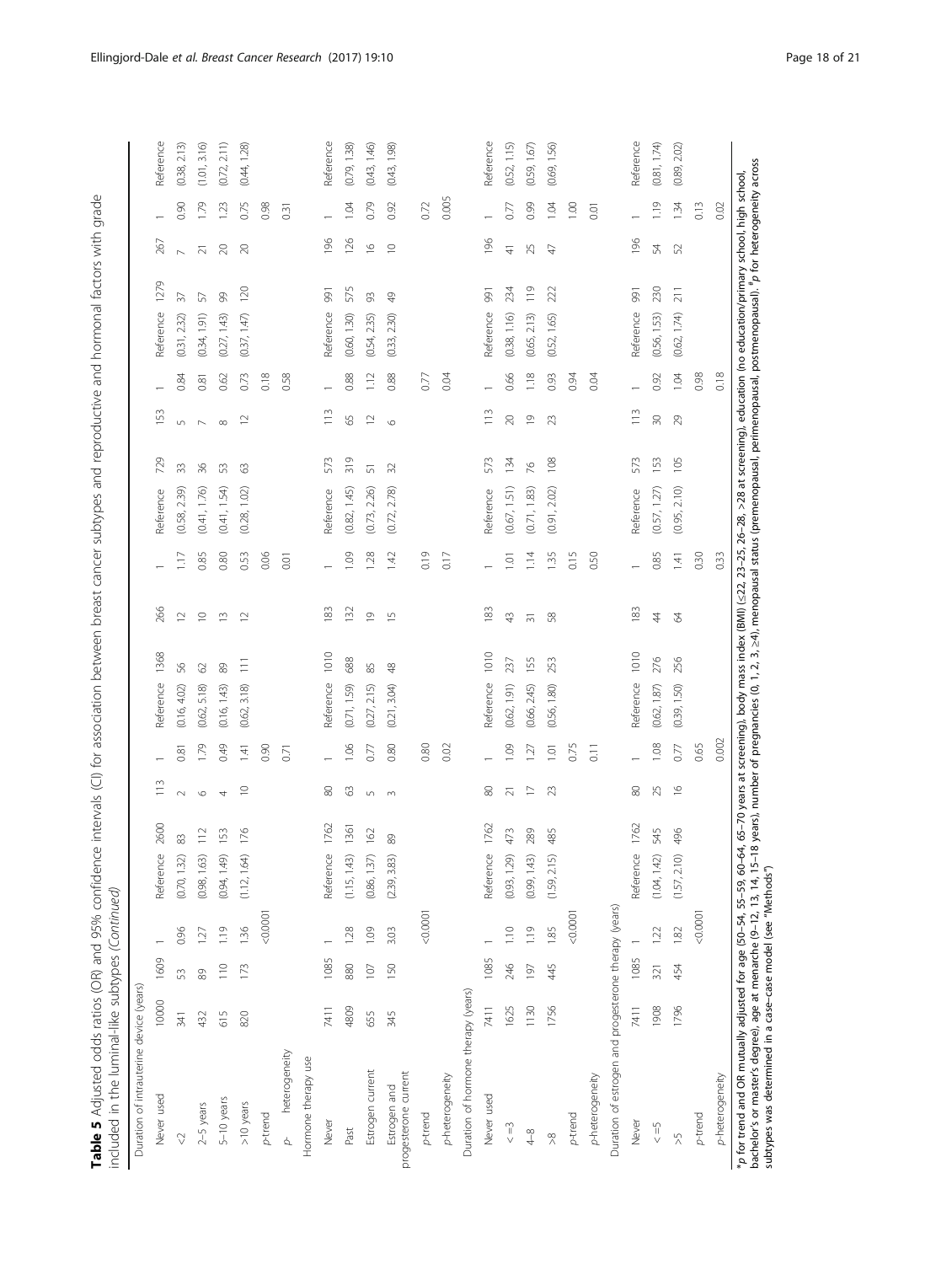**Table 5** Adjusted odds ratios (OR) and 95% confidence intervals (CI) for association between breast cancer subtypes and reproductive and hormonal factors with grade included in the luminal-like subtypes *(Continued)*

| | | | | | | | | | | | | | | | | | | | |
|---|---|---|---|---|---|---|---|---|---|---|---|---|---|---|---|---|---|---|---|
| Duration of intrauterine device (years) | | | | | | | | | | | | | | | | | | | |
| Never used | 10000 | 1609 | 1 | Reference | 2600 | 113 | 1 | Reference | 1368 | 266 | 1 | Reference | 729 | 153 | 1 | Reference | 1279 | 267 | 1 | Reference |
| <2 | 341 | 53 | 0.96 | (0.70, 1.32) | 83 | 2 | 0.81 | (0.16, 4.02) | 56 | 12 | 1.17 | (0.58, 2.39) | 33 | 5 | 0.84 | (0.31, 2.32) | 37 | 7 | 0.90 | (0.38, 2.13) |
| 2–5 years | 432 | 89 | 1.27 | (0.98, 1.63) | 112 | 6 | 1.79 | (0.62, 5.18) | 62 | 10 | 0.85 | (0.41, 1.76) | 36 | 7 | 0.81 | (0.34, 1.91) | 57 | 21 | 1.79 | (1.01, 3.16) |
| 5–10 years | 615 | 110 | 1.19 | (0.94, 1.49) | 153 | 4 | 0.49 | (0.16, 1.43) | 89 | 13 | 0.80 | (0.41, 1.54) | 53 | 8 | 0.62 | (0.27, 1.43) | 99 | 20 | 1.23 | (0.72, 2.11) |
| >10 years | 820 | 173 | 1.36 | (1.12, 1.64) | 176 | 10 | 1.41 | (0.62, 3.18) | 111 | 12 | 0.53 | (0.28, 1.02) | 63 | 12 | 0.73 | (0.37, 1.47) | 120 | 20 | 0.75 | (0.44, 1.28) |
| *p*-trend | | | <0.0001 | | | | 0.90 | | | | 0.06 | | | | 0.18 | | | | 0.98 | |
| *p*- heterogeneity | | | | | | | 0.71 | | | | 0.01 | | | | 0.58 | | | | 0.31 | |
| Hormone therapy use | | | | | | | | | | | | | | | | | | | | |
| Never | 7411 | 1085 | 1 | Reference | 1762 | 80 | 1 | Reference | 1010 | 183 | 1 | Reference | 573 | 113 | 1 | Reference | 991 | 196 | 1 | Reference |
| Past | 4809 | 880 | 1.28 | (1.15, 1.43) | 1361 | 63 | 1.06 | (0.71, 1.59) | 688 | 132 | 1.09 | (0.82, 1.45) | 319 | 65 | 0.88 | (0.60, 1.30) | 575 | 126 | 1.04 | (0.79, 1.38) |
| Estrogen current | 655 | 107 | 1.09 | (0.86, 1.37) | 162 | 5 | 0.77 | (0.27, 2.15) | 85 | 19 | 1.28 | (0.73, 2.26) | 51 | 12 | 1.12 | (0.54, 2.35) | 93 | 16 | 0.79 | (0.43, 1.46) |
| Estrogen and progesterone current | 345 | 150 | 3.03 | (2.39, 3.83) | 89 | 3 | 0.80 | (0.21, 3.04) | 48 | 15 | 1.42 | (0.72, 2.78) | 32 | 6 | 0.88 | (0.33, 2.30) | 49 | 10 | 0.92 | (0.43, 1.98) |
| *p*-trend | | | <0.0001 | | | | 0.80 | | | | 0.19 | | | | 0.77 | | | | 0.72 | |
| *p*-heterogeneity | | | | | | | 0.02 | | | | 0.17 | | | | 0.04 | | | | 0.005 | |
| Duration of hormone therapy (years) | | | | | | | | | | | | | | | | | | | | |
| Never used | 7411 | 1085 | 1 | Reference | 1762 | 80 | 1 | Reference | 1010 | 183 | 1 | Reference | 573 | 113 | 1 | Reference | 991 | 196 | 1 | Reference |
| < =3 | 1625 | 246 | 1.10 | (0.93, 1.29) | 473 | 21 | 1.09 | (0.62, 1.91) | 237 | 43 | 1.01 | (0.67, 1.51) | 134 | 20 | 0.66 | (0.38, 1.16) | 234 | 41 | 0.77 | (0.52, 1.15) |
| 4–8 | 1130 | 197 | 1.19 | (0.99, 1.43) | 289 | 17 | 1.27 | (0.66, 2.45) | 155 | 31 | 1.14 | (0.71, 1.83) | 76 | 19 | 1.18 | (0.65, 2.13) | 119 | 25 | 0.99 | (0.59, 1.67) |
| >8 | 1756 | 445 | 1.85 | (1.59, 2.15) | 485 | 23 | 1.01 | (0.56, 1.80) | 253 | 58 | 1.35 | (0.91, 2.02) | 108 | 23 | 0.93 | (0.52, 1.65) | 222 | 47 | 1.04 | (0.69, 1.56) |
| *p*-trend | | | <0.0001 | | | | 0.75 | | | | 0.15 | | | | 0.94 | | | | 1.00 | |
| *p*-heterogeneity | | | | | | | 0.11 | | | | 0.50 | | | | 0.04 | | | | 0.01 | |
| Duration of estrogen and progesterone therapy (years) | | | | | | | | | | | | | | | | | | | | |
| Never | 7411 | 1085 | 1 | Reference | 1762 | 80 | 1 | Reference | 1010 | 183 | 1 | Reference | 573 | 113 | 1 | Reference | 991 | 196 | 1 | Reference |
| < =5 | 1908 | 321 | 1.22 | (1.04, 1.42) | 545 | 25 | 1.08 | (0.62, 1.87) | 276 | 44 | 0.85 | (0.57, 1.27) | 153 | 30 | 0.92 | (0.56, 1.53) | 230 | 54 | 1.19 | (0.81, 1.74) |
| >5 | 1796 | 454 | 1.82 | (1.57, 2.10) | 496 | 16 | 0.77 | (0.39, 1.50) | 256 | 64 | 1.41 | (0.95, 2.10) | 105 | 29 | 1.04 | (0.62, 1.74) | 211 | 52 | 1.34 | (0.89, 2.02) |
| *p*-trend | | | <0.0001 | | | | 0.65 | | | | 0.30 | | | | 0.98 | | | | 0.13 | |
| *p*-heterogeneity | | | | | | | 0.002 | | | | 0.33 | | | | 0.18 | | | | 0.02 | |

[a]*p* for trend and OR mutually adjusted for age (50–54, 55–59, 60–64, 65–70 years at screening), body mass index (BMI) (≤22, 23–25, 26–28, >28 at screening), education (no education/primary school, high school, bachelor's or master's degree), age at menarche (9–12, 13, 14, 15–18 years), number of pregnancies (0, 1, 2, 3, ≥4), menopausal status (premenopausal, perimenopausal, postmenopausal). [b]*p* for heterogeneity across subtypes was determined in a case-case model (see "Methods")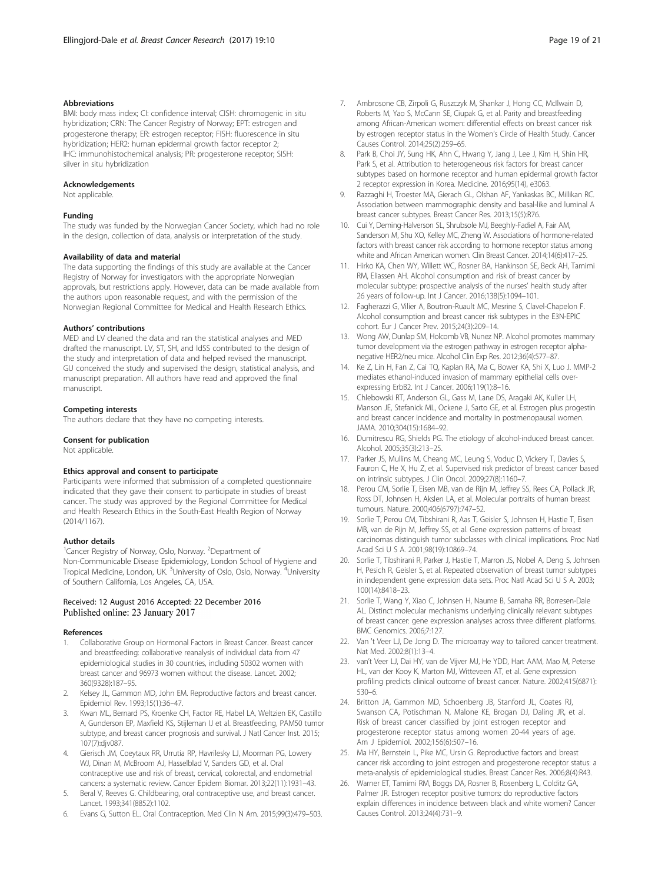### Abbreviations

BMI: body mass index; CI: confidence interval; CISH: chromogenic in situ hybridization; CRN: The Cancer Registry of Norway; EPT: estrogen and progesterone therapy; ER: estrogen receptor; FISH: fluorescence in situ hybridization; HER2: human epidermal growth factor receptor 2; IHC: immunohistochemical analysis; PR: progesterone receptor; SISH: silver in situ hybridization

### Acknowledgements

Not applicable.

### Funding

The study was funded by the Norwegian Cancer Society, which had no role in the design, collection of data, analysis or interpretation of the study.

### Availability of data and material

The data supporting the findings of this study are available at the Cancer Registry of Norway for investigators with the appropriate Norwegian approvals, but restrictions apply. However, data can be made available from the authors upon reasonable request, and with the permission of the Norwegian Regional Committee for Medical and Health Research Ethics.

### Authors' contributions

MED and LV cleaned the data and ran the statistical analyses and MED drafted the manuscript. LV, ST, SH, and IdSS contributed to the design of the study and interpretation of data and helped revised the manuscript. GU conceived the study and supervised the design, statistical analysis, and manuscript preparation. All authors have read and approved the final manuscript.

### Competing interests

The authors declare that they have no competing interests.

### Consent for publication

Not applicable.

### Ethics approval and consent to participate

Participants were informed that submission of a completed questionnaire indicated that they gave their consent to participate in studies of breast cancer. The study was approved by the Regional Committee for Medical and Health Research Ethics in the South-East Health Region of Norway (2014/1167).

### Author details

[1]Cancer Registry of Norway, Oslo, Norway. [2]Department of Non-Communicable Disease Epidemiology, London School of Hygiene and Tropical Medicine, London, UK. [3]University of Oslo, Oslo, Norway. [4]University of Southern California, Los Angeles, CA, USA.

Received: 12 August 2016 Accepted: 22 December 2016
Published online: 23 January 2017

### References

1. Collaborative Group on Hormonal Factors in Breast Cancer. Breast cancer and breastfeeding: collaborative reanalysis of individual data from 47 epidemiological studies in 30 countries, including 50302 women with breast cancer and 96973 women without the disease. Lancet. 2002; 360(9328):187–95.
2. Kelsey JL, Gammon MD, John EM. Reproductive factors and breast cancer. Epidemiol Rev. 1993;15(1):36–47.
3. Kwan ML, Bernard PS, Kroenke CH, Factor RE, Habel LA, Weltzien EK, Castillo A, Gunderson EP, Maxfield KS, Stijleman IJ et al. Breastfeeding, PAM50 tumor subtype, and breast cancer prognosis and survival. J Natl Cancer Inst. 2015; 107(7):djv087.
4. Gierisch JM, Coeytaux RR, Urrutia RP, Havrilesky LJ, Moorman PG, Lowery WJ, Dinan M, McBroom AJ, Hasselblad V, Sanders GD, et al. Oral contraceptive use and risk of breast, cervical, colorectal, and endometrial cancers: a systematic review. Cancer Epidem Biomar. 2013;22(11):1931–43.
5. Beral V, Reeves G. Childbearing, oral contraceptive use, and breast cancer. Lancet. 1993;341(8852):1102.
6. Evans G, Sutton EL. Oral Contraception. Med Clin N Am. 2015;99(3):479–503.
7. Ambrosone CB, Zirpoli G, Ruszczyk M, Shankar J, Hong CC, McIlwain D, Roberts M, Yao S, McCann SE, Ciupak G, et al. Parity and breastfeeding among African-American women: differential effects on breast cancer risk by estrogen receptor status in the Women's Circle of Health Study. Cancer Causes Control. 2014;25(2):259–65.
8. Park B, Choi JY, Sung HK, Ahn C, Hwang Y, Jang J, Lee J, Kim H, Shin HR, Park S, et al. Attribution to heterogeneous risk factors for breast cancer subtypes based on hormone receptor and human epidermal growth factor 2 receptor expression in Korea. Medicine. 2016;95(14), e3063.
9. Razzaghi H, Troester MA, Gierach GL, Olshan AF, Yankaskas BC, Millikan RC. Association between mammographic density and basal-like and luminal A breast cancer subtypes. Breast Cancer Res. 2013;15(5):R76.
10. Cui Y, Deming-Halverson SL, Shrubsole MJ, Beeghly-Fadiel A, Fair AM, Sanderson M, Shu XO, Kelley MC, Zheng W. Associations of hormone-related factors with breast cancer risk according to hormone receptor status among white and African American women. Clin Breast Cancer. 2014;14(6):417–25.
11. Hirko KA, Chen WY, Willett WC, Rosner BA, Hankinson SE, Beck AH, Tamimi RM, Eliassen AH. Alcohol consumption and risk of breast cancer by molecular subtype: prospective analysis of the nurses' health study after 26 years of follow-up. Int J Cancer. 2016;138(5):1094–101.
12. Fagherazzi G, Vilier A, Boutron-Ruault MC, Mesrine S, Clavel-Chapelon F. Alcohol consumption and breast cancer risk subtypes in the E3N-EPIC cohort. Eur J Cancer Prev. 2015;24(3):209–14.
13. Wong AW, Dunlap SM, Holcomb VB, Nunez NP. Alcohol promotes mammary tumor development via the estrogen pathway in estrogen receptor alpha-negative HER2/neu mice. Alcohol Clin Exp Res. 2012;36(4):577–87.
14. Ke Z, Lin H, Fan Z, Cai TQ, Kaplan RA, Ma C, Bower KA, Shi X, Luo J. MMP-2 mediates ethanol-induced invasion of mammary epithelial cells over-expressing ErbB2. Int J Cancer. 2006;119(1):8–16.
15. Chlebowski RT, Anderson GL, Gass M, Lane DS, Aragaki AK, Kuller LH, Manson JE, Stefanick ML, Ockene J, Sarto GE, et al. Estrogen plus progestin and breast cancer incidence and mortality in postmenopausal women. JAMA. 2010;304(15):1684–92.
16. Dumitrescu RG, Shields PG. The etiology of alcohol-induced breast cancer. Alcohol. 2005;35(3):213–25.
17. Parker JS, Mullins M, Cheang MC, Leung S, Voduc D, Vickery T, Davies S, Fauron C, He X, Hu Z, et al. Supervised risk predictor of breast cancer based on intrinsic subtypes. J Clin Oncol. 2009;27(8):1160–7.
18. Perou CM, Sorlie T, Eisen MB, van de Rijn M, Jeffrey SS, Rees CA, Pollack JR, Ross DT, Johnsen H, Akslen LA, et al. Molecular portraits of human breast tumours. Nature. 2000;406(6797):747–52.
19. Sorlie T, Perou CM, Tibshirani R, Aas T, Geisler S, Johnsen H, Hastie T, Eisen MB, van de Rijn M, Jeffrey SS, et al. Gene expression patterns of breast carcinomas distinguish tumor subclasses with clinical implications. Proc Natl Acad Sci U S A. 2001;98(19):10869–74.
20. Sorlie T, Tibshirani R, Parker J, Hastie T, Marron JS, Nobel A, Deng S, Johnsen H, Pesich R, Geisler S, et al. Repeated observation of breast tumor subtypes in independent gene expression data sets. Proc Natl Acad Sci U S A. 2003; 100(14):8418–23.
21. Sorlie T, Wang Y, Xiao C, Johnsen H, Naume B, Samaha RR, Borresen-Dale AL. Distinct molecular mechanisms underlying clinically relevant subtypes of breast cancer: gene expression analyses across three different platforms. BMC Genomics. 2006;7:127.
22. Van 't Veer LJ, De Jong D. The microarray way to tailored cancer treatment. Nat Med. 2002;8(1):13–4.
23. van't Veer LJ, Dai HY, van de Vijver MJ, He YDD, Hart AAM, Mao M, Peterse HL, van der Kooy K, Marton MJ, Witteveen AT, et al. Gene expression profiling predicts clinical outcome of breast cancer. Nature. 2002;415(6871): 530–6.
24. Britton JA, Gammon MD, Schoenberg JB, Stanford JL, Coates RJ, Swanson CA, Potischman N, Malone KE, Brogan DJ, Daling JR, et al. Risk of breast cancer classified by joint estrogen receptor and progesterone receptor status among women 20-44 years of age. Am J Epidemiol. 2002;156(6):507–16.
25. Ma HY, Bernstein L, Pike MC, Ursin G. Reproductive factors and breast cancer risk according to joint estrogen and progesterone receptor status: a meta-analysis of epidemiological studies. Breast Cancer Res. 2006;8(4):R43.
26. Warner ET, Tamimi RM, Boggs DA, Rosner B, Rosenberg L, Colditz GA, Palmer JR. Estrogen receptor positive tumors: do reproductive factors explain differences in incidence between black and white women? Cancer Causes Control. 2013;24(4):731–9.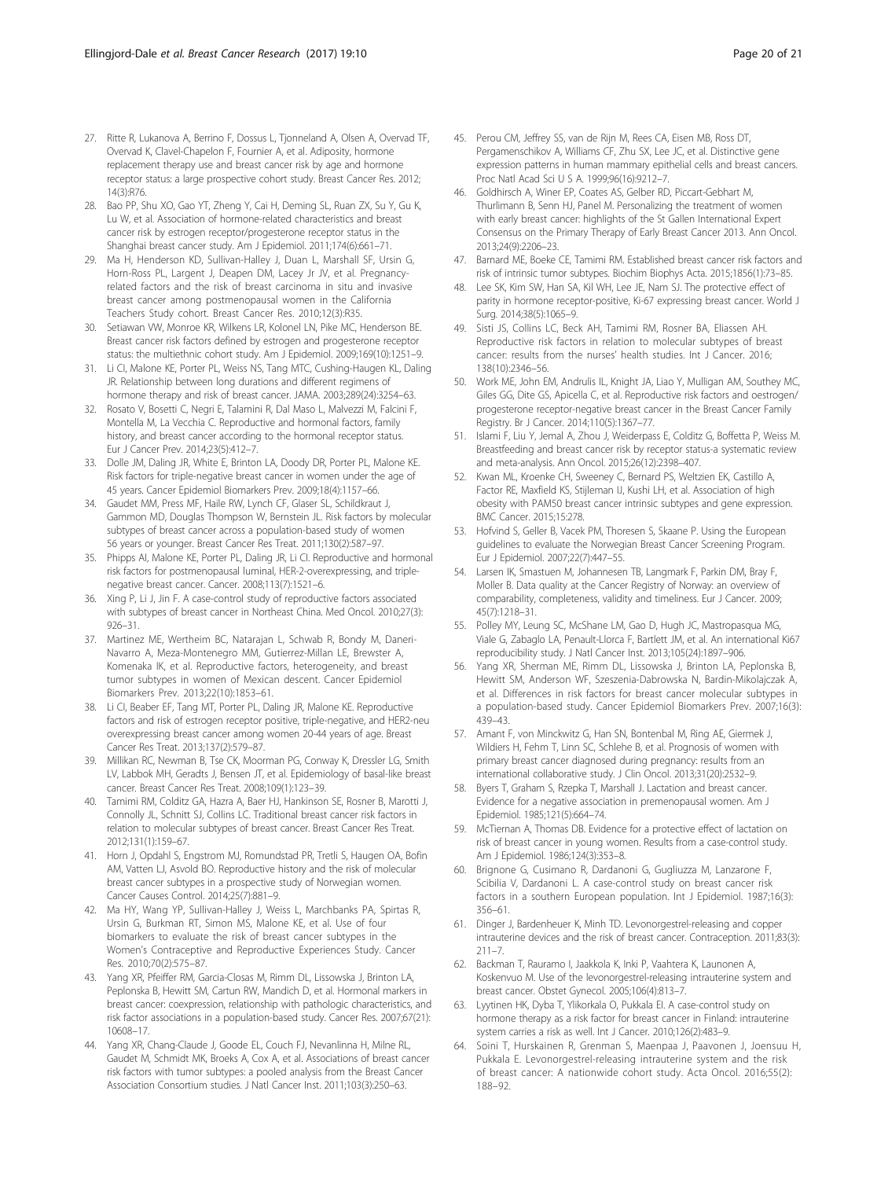27. Ritte R, Lukanova A, Berrino F, Dossus L, Tjonneland A, Olsen A, Overvad TF, Overvad K, Clavel-Chapelon F, Fournier A, et al. Adiposity, hormone replacement therapy use and breast cancer risk by age and hormone receptor status: a large prospective cohort study. Breast Cancer Res. 2012; 14(3):R76.
28. Bao PP, Shu XO, Gao YT, Zheng Y, Cai H, Deming SL, Ruan ZX, Su Y, Gu K, Lu W, et al. Association of hormone-related characteristics and breast cancer risk by estrogen receptor/progesterone receptor status in the Shanghai breast cancer study. Am J Epidemiol. 2011;174(6):661–71.
29. Ma H, Henderson KD, Sullivan-Halley J, Duan L, Marshall SF, Ursin G, Horn-Ross PL, Largent J, Deapen DM, Lacey Jr JV, et al. Pregnancy-related factors and the risk of breast carcinoma in situ and invasive breast cancer among postmenopausal women in the California Teachers Study cohort. Breast Cancer Res. 2010;12(3):R35.
30. Setiawan VW, Monroe KR, Wilkens LR, Kolonel LN, Pike MC, Henderson BE. Breast cancer risk factors defined by estrogen and progesterone receptor status: the multiethnic cohort study. Am J Epidemiol. 2009;169(10):1251–9.
31. Li CI, Malone KE, Porter PL, Weiss NS, Tang MTC, Cushing-Haugen KL, Daling JR. Relationship between long durations and different regimens of hormone therapy and risk of breast cancer. JAMA. 2003;289(24):3254–63.
32. Rosato V, Bosetti C, Negri E, Talamini R, Dal Maso L, Malvezzi M, Falcini F, Montella M, La Vecchia C. Reproductive and hormonal factors, family history, and breast cancer according to the hormonal receptor status. Eur J Cancer Prev. 2014;23(5):412–7.
33. Dolle JM, Daling JR, White E, Brinton LA, Doody DR, Porter PL, Malone KE. Risk factors for triple-negative breast cancer in women under the age of 45 years. Cancer Epidemiol Biomarkers Prev. 2009;18(4):1157–66.
34. Gaudet MM, Press MF, Haile RW, Lynch CF, Glaser SL, Schildkraut J, Gammon MD, Douglas Thompson W, Bernstein JL. Risk factors by molecular subtypes of breast cancer across a population-based study of women 56 years or younger. Breast Cancer Res Treat. 2011;130(2):587–97.
35. Phipps AI, Malone KE, Porter PL, Daling JR, Li CI. Reproductive and hormonal risk factors for postmenopausal luminal, HER-2-overexpressing, and triple-negative breast cancer. Cancer. 2008;113(7):1521–6.
36. Xing P, Li J, Jin F. A case-control study of reproductive factors associated with subtypes of breast cancer in Northeast China. Med Oncol. 2010;27(3): 926–31.
37. Martinez ME, Wertheim BC, Natarajan L, Schwab R, Bondy M, Daneri-Navarro A, Meza-Montenegro MM, Gutierrez-Millan LE, Brewster A, Komenaka IK, et al. Reproductive factors, heterogeneity, and breast tumor subtypes in women of Mexican descent. Cancer Epidemiol Biomarkers Prev. 2013;22(10):1853–61.
38. Li CI, Beaber EF, Tang MT, Porter PL, Daling JR, Malone KE. Reproductive factors and risk of estrogen receptor positive, triple-negative, and HER2-neu overexpressing breast cancer among women 20-44 years of age. Breast Cancer Res Treat. 2013;137(2):579–87.
39. Millikan RC, Newman B, Tse CK, Moorman PG, Conway K, Dressler LG, Smith LV, Labbok MH, Geradts J, Bensen JT, et al. Epidemiology of basal-like breast cancer. Breast Cancer Res Treat. 2008;109(1):123–39.
40. Tamimi RM, Colditz GA, Hazra A, Baer HJ, Hankinson SE, Rosner B, Marotti J, Connolly JL, Schnitt SJ, Collins LC. Traditional breast cancer risk factors in relation to molecular subtypes of breast cancer. Breast Cancer Res Treat. 2012;131(1):159–67.
41. Horn J, Opdahl S, Engstrom MJ, Romundstad PR, Tretli S, Haugen OA, Bofin AM, Vatten LJ, Asvold BO. Reproductive history and the risk of molecular breast cancer subtypes in a prospective study of Norwegian women. Cancer Causes Control. 2014;25(7):881–9.
42. Ma HY, Wang YP, Sullivan-Halley J, Weiss L, Marchbanks PA, Spirtas R, Ursin G, Burkman RT, Simon MS, Malone KE, et al. Use of four biomarkers to evaluate the risk of breast cancer subtypes in the Women's Contraceptive and Reproductive Experiences Study. Cancer Res. 2010;70(2):575–87.
43. Yang XR, Pfeiffer RM, Garcia-Closas M, Rimm DL, Lissowska J, Brinton LA, Peplonska B, Hewitt SM, Cartun RW, Mandich D, et al. Hormonal markers in breast cancer: coexpression, relationship with pathologic characteristics, and risk factor associations in a population-based study. Cancer Res. 2007;67(21): 10608–17.
44. Yang XR, Chang-Claude J, Goode EL, Couch FJ, Nevanlinna H, Milne RL, Gaudet M, Schmidt MK, Broeks A, Cox A, et al. Associations of breast cancer risk factors with tumor subtypes: a pooled analysis from the Breast Cancer Association Consortium studies. J Natl Cancer Inst. 2011;103(3):250–63.
45. Perou CM, Jeffrey SS, van de Rijn M, Rees CA, Eisen MB, Ross DT, Pergamenschikov A, Williams CF, Zhu SX, Lee JC, et al. Distinctive gene expression patterns in human mammary epithelial cells and breast cancers. Proc Natl Acad Sci U S A. 1999;96(16):9212–7.
46. Goldhirsch A, Winer EP, Coates AS, Gelber RD, Piccart-Gebhart M, Thurlimann B, Senn HJ, Panel M. Personalizing the treatment of women with early breast cancer: highlights of the St Gallen International Expert Consensus on the Primary Therapy of Early Breast Cancer 2013. Ann Oncol. 2013;24(9):2206–23.
47. Barnard ME, Boeke CE, Tamimi RM. Established breast cancer risk factors and risk of intrinsic tumor subtypes. Biochim Biophys Acta. 2015;1856(1):73–85.
48. Lee SK, Kim SW, Han SA, Kil WH, Lee JE, Nam SJ. The protective effect of parity in hormone receptor-positive, Ki-67 expressing breast cancer. World J Surg. 2014;38(5):1065–9.
49. Sisti JS, Collins LC, Beck AH, Tamimi RM, Rosner BA, Eliassen AH. Reproductive risk factors in relation to molecular subtypes of breast cancer: results from the nurses' health studies. Int J Cancer. 2016; 138(10):2346–56.
50. Work ME, John EM, Andrulis IL, Knight JA, Liao Y, Mulligan AM, Southey MC, Giles GG, Dite GS, Apicella C, et al. Reproductive risk factors and oestrogen/ progesterone receptor-negative breast cancer in the Breast Cancer Family Registry. Br J Cancer. 2014;110(5):1367–77.
51. Islami F, Liu Y, Jemal A, Zhou J, Weiderpass E, Colditz G, Boffetta P, Weiss M. Breastfeeding and breast cancer risk by receptor status-a systematic review and meta-analysis. Ann Oncol. 2015;26(12):2398–407.
52. Kwan ML, Kroenke CH, Sweeney C, Bernard PS, Weltzien EK, Castillo A, Factor RE, Maxfield KS, Stijleman IJ, Kushi LH, et al. Association of high obesity with PAM50 breast cancer intrinsic subtypes and gene expression. BMC Cancer. 2015;15:278.
53. Hofvind S, Geller B, Vacek PM, Thoresen S, Skaane P. Using the European guidelines to evaluate the Norwegian Breast Cancer Screening Program. Eur J Epidemiol. 2007;22(7):447–55.
54. Larsen IK, Smastuen M, Johannesen TB, Langmark F, Parkin DM, Bray F, Moller B. Data quality at the Cancer Registry of Norway: an overview of comparability, completeness, validity and timeliness. Eur J Cancer. 2009; 45(7):1218–31.
55. Polley MY, Leung SC, McShane LM, Gao D, Hugh JC, Mastropasqua MG, Viale G, Zabaglo LA, Penault-Llorca F, Bartlett JM, et al. An international Ki67 reproducibility study. J Natl Cancer Inst. 2013;105(24):1897–906.
56. Yang XR, Sherman ME, Rimm DL, Lissowska J, Brinton LA, Peplonska B, Hewitt SM, Anderson WF, Szeszenia-Dabrowska N, Bardin-Mikolajczak A, et al. Differences in risk factors for breast cancer molecular subtypes in a population-based study. Cancer Epidemiol Biomarkers Prev. 2007;16(3): 439–43.
57. Amant F, von Minckwitz G, Han SN, Bontenbal M, Ring AE, Giermek J, Wildiers H, Fehm T, Linn SC, Schlehe B, et al. Prognosis of women with primary breast cancer diagnosed during pregnancy: results from an international collaborative study. J Clin Oncol. 2013;31(20):2532–9.
58. Byers T, Graham S, Rzepka T, Marshall J. Lactation and breast cancer. Evidence for a negative association in premenopausal women. Am J Epidemiol. 1985;121(5):664–74.
59. McTiernan A, Thomas DB. Evidence for a protective effect of lactation on risk of breast cancer in young women. Results from a case-control study. Am J Epidemiol. 1986;124(3):353–8.
60. Brignone G, Cusimano R, Dardanoni G, Gugliuzza M, Lanzarone F, Scibilia V, Dardanoni L. A case-control study on breast cancer risk factors in a southern European population. Int J Epidemiol. 1987;16(3): 356–61.
61. Dinger J, Bardenheuer K, Minh TD. Levonorgestrel-releasing and copper intrauterine devices and the risk of breast cancer. Contraception. 2011;83(3): 211–7.
62. Backman T, Rauramo I, Jaakkola K, Inki P, Vaahtera K, Launonen A, Koskenvuo M. Use of the levonorgestrel-releasing intrauterine system and breast cancer. Obstet Gynecol. 2005;106(4):813–7.
63. Lyytinen HK, Dyba T, Ylikorkala O, Pukkala EI. A case-control study on hormone therapy as a risk factor for breast cancer in Finland: intrauterine system carries a risk as well. Int J Cancer. 2010;126(2):483–9.
64. Soini T, Hurskainen R, Grenman S, Maenpaa J, Paavonen J, Joensuu H, Pukkala E. Levonorgestrel-releasing intrauterine system and the risk of breast cancer: A nationwide cohort study. Acta Oncol. 2016;55(2): 188–92.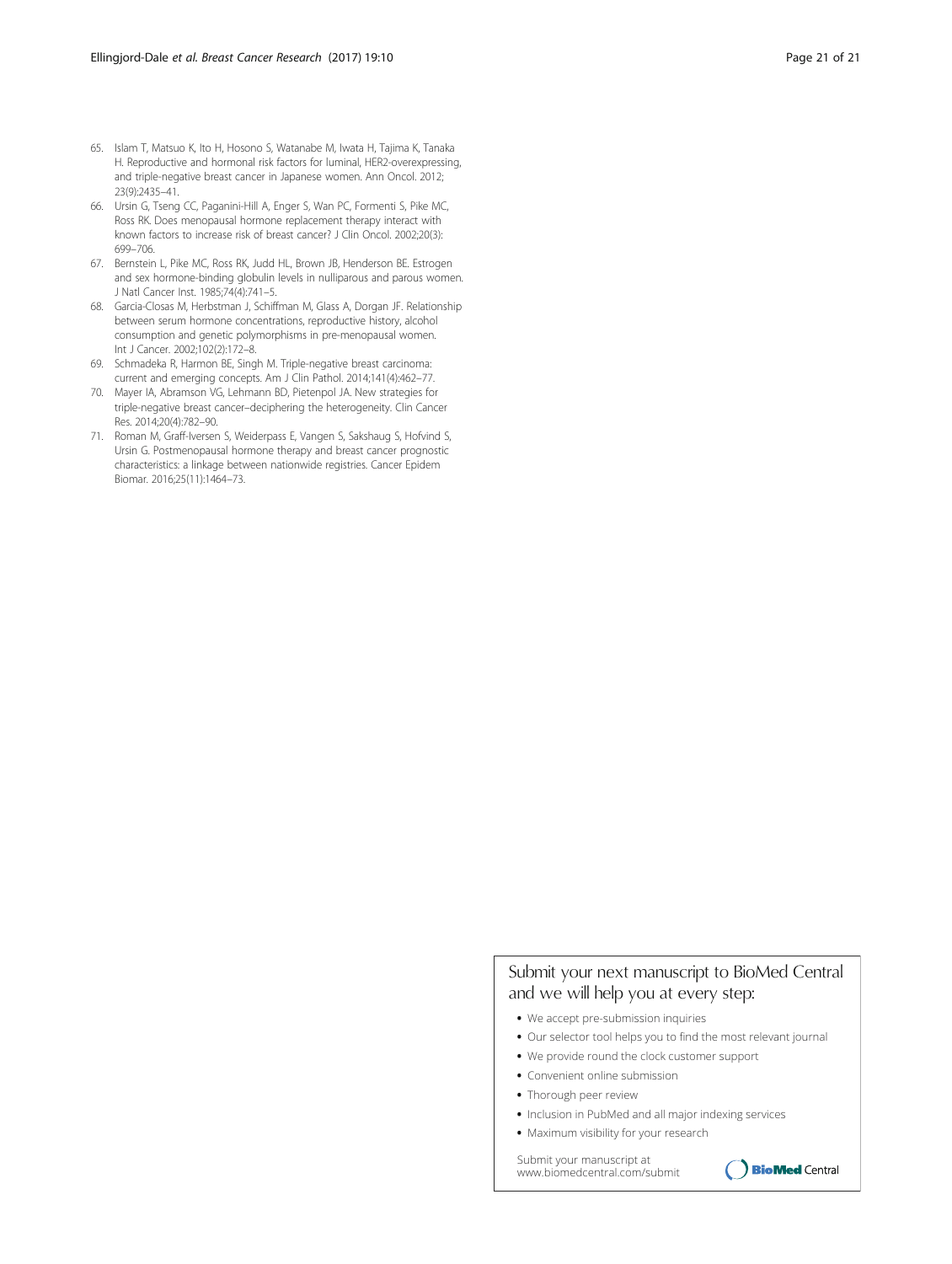65. Islam T, Matsuo K, Ito H, Hosono S, Watanabe M, Iwata H, Tajima K, Tanaka H. Reproductive and hormonal risk factors for luminal, HER2-overexpressing, and triple-negative breast cancer in Japanese women. Ann Oncol. 2012; 23(9):2435–41.
66. Ursin G, Tseng CC, Paganini-Hill A, Enger S, Wan PC, Formenti S, Pike MC, Ross RK. Does menopausal hormone replacement therapy interact with known factors to increase risk of breast cancer? J Clin Oncol. 2002;20(3): 699–706.
67. Bernstein L, Pike MC, Ross RK, Judd HL, Brown JB, Henderson BE. Estrogen and sex hormone-binding globulin levels in nulliparous and parous women. J Natl Cancer Inst. 1985;74(4):741–5.
68. Garcia-Closas M, Herbstman J, Schiffman M, Glass A, Dorgan JF. Relationship between serum hormone concentrations, reproductive history, alcohol consumption and genetic polymorphisms in pre-menopausal women. Int J Cancer. 2002;102(2):172–8.
69. Schmadeka R, Harmon BE, Singh M. Triple-negative breast carcinoma: current and emerging concepts. Am J Clin Pathol. 2014;141(4):462–77.
70. Mayer IA, Abramson VG, Lehmann BD, Pietenpol JA. New strategies for triple-negative breast cancer–deciphering the heterogeneity. Clin Cancer Res. 2014;20(4):782–90.
71. Roman M, Graff-Iversen S, Weiderpass E, Vangen S, Sakshaug S, Hofvind S, Ursin G. Postmenopausal hormone therapy and breast cancer prognostic characteristics: a linkage between nationwide registries. Cancer Epidem Biomar. 2016;25(11):1464–73.

Submit your next manuscript to BioMed Central and we will help you at every step:

- We accept pre-submission inquiries
- Our selector tool helps you to find the most relevant journal
- We provide round the clock customer support
- Convenient online submission
- Thorough peer review
- Inclusion in PubMed and all major indexing services
- Maximum visibility for your research

Submit your manuscript at www.biomedcentral.com/submit

BioMed Central